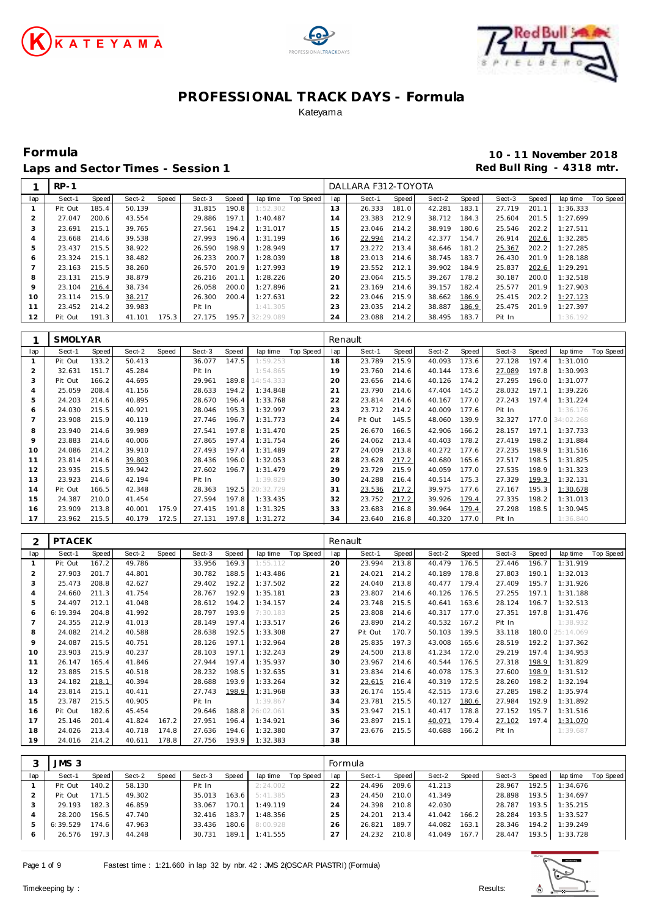# PROFESSIONAL TRACK DAYS - Formula

Kateyama

## Formula

## Laps and Sector Times - Session 1

**10 - 11 November 2018**
**Red Bull Ring - 4318 mtr.**

| 1 | RP-1 | | | | | | | | | DALLARA F312-TOYOTA | | | | | | | | | |
|---|---|---|---|---|---|---|---|---|---|---|---|---|---|---|---|---|---|---|---|
| lap | Sect-1 | Speed | Sect-2 | Speed | Sect-3 | Speed | lap time | Top Speed | lap | Sect-1 | Speed | Sect-2 | Speed | Sect-3 | Speed | lap time | Top Speed |
| 1 | Pit Out | 185.4 | 50.139 | | 31.815 | 190.8 | 1:52.302 | | 13 | 26.333 | 181.0 | 42.281 | 183.1 | 27.719 | 201.1 | 1:36.333 | |
| 2 | 27.047 | 200.6 | 43.554 | | 29.886 | 197.1 | 1:40.487 | | 14 | 23.383 | 212.9 | 38.712 | 184.3 | 25.604 | 201.5 | 1:27.699 | |
| 3 | 23.691 | 215.1 | 39.765 | | 27.561 | 194.2 | 1:31.017 | | 15 | 23.046 | 214.2 | 38.919 | 180.6 | 25.546 | 202.2 | 1:27.511 | |
| 4 | 23.668 | 214.6 | 39.538 | | 27.993 | 196.4 | 1:31.199 | | 16 | 22.994 | 214.2 | 42.377 | 154.7 | 26.914 | 202.6 | 1:32.285 | |
| 5 | 23.437 | 215.5 | 38.922 | | 26.590 | 198.9 | 1:28.949 | | 17 | 23.272 | 213.4 | 38.646 | 181.2 | 25.367 | 202.2 | 1:27.285 | |
| 6 | 23.324 | 215.1 | 38.482 | | 26.233 | 200.7 | 1:28.039 | | 18 | 23.013 | 214.6 | 38.745 | 183.7 | 26.430 | 201.9 | 1:28.188 | |
| 7 | 23.163 | 215.5 | 38.260 | | 26.570 | 201.9 | 1:27.993 | | 19 | 23.552 | 212.1 | 39.902 | 184.9 | 25.837 | 202.6 | 1:29.291 | |
| 8 | 23.131 | 215.9 | 38.879 | | 26.216 | 201.1 | 1:28.226 | | 20 | 23.064 | 215.5 | 39.267 | 178.2 | 30.187 | 200.0 | 1:32.518 | |
| 9 | 23.104 | 216.4 | 38.734 | | 26.058 | 200.0 | 1:27.896 | | 21 | 23.169 | 214.6 | 39.157 | 182.4 | 25.577 | 201.9 | 1:27.903 | |
| 10 | 23.114 | 215.9 | 38.217 | | 26.300 | 200.4 | 1:27.631 | | 22 | 23.046 | 215.9 | 38.662 | 186.9 | 25.415 | 202.2 | 1:27.123 | |
| 11 | 23.452 | 214.2 | 39.983 | | Pit In | | 1:41.305 | | 23 | 23.035 | 214.2 | 38.887 | 186.9 | 25.475 | 201.9 | 1:27.397 | |
| 12 | Pit Out | 191.3 | 41.101 | 175.3 | 27.175 | 195.7 | 32:29.089 | | 24 | 23.088 | 214.2 | 38.495 | 183.7 | Pit In | | 1:36.192 | |

| 1 | SMOLYAR | | | | | | | | | Renault | | | | | | | | | |
|---|---|---|---|---|---|---|---|---|---|---|---|---|---|---|---|---|---|---|---|
| lap | Sect-1 | Speed | Sect-2 | Speed | Sect-3 | Speed | lap time | Top Speed | lap | Sect-1 | Speed | Sect-2 | Speed | Sect-3 | Speed | lap time | Top Speed |
| 1 | Pit Out | 133.2 | 50.413 | | 36.077 | 147.5 | 1:59.253 | | 18 | 23.789 | 215.9 | 40.093 | 173.6 | 27.128 | 197.4 | 1:31.010 | |
| 2 | 32.631 | 151.7 | 45.284 | | Pit In | | 1:54.865 | | 19 | 23.760 | 214.6 | 40.144 | 173.6 | 27.089 | 197.8 | 1:30.993 | |
| 3 | Pit Out | 166.2 | 44.695 | | 29.961 | 189.8 | 14:54.333 | | 20 | 23.656 | 214.6 | 40.126 | 174.2 | 27.295 | 196.0 | 1:31.077 | |
| 4 | 25.059 | 208.4 | 41.156 | | 28.633 | 194.2 | 1:34.848 | | 21 | 23.790 | 214.6 | 47.404 | 145.2 | 28.032 | 197.1 | 1:39.226 | |
| 5 | 24.203 | 214.6 | 40.895 | | 28.670 | 196.4 | 1:33.768 | | 22 | 23.814 | 214.6 | 40.167 | 177.0 | 27.243 | 197.4 | 1:31.224 | |
| 6 | 24.030 | 215.5 | 40.921 | | 28.046 | 195.3 | 1:32.997 | | 23 | 23.712 | 214.2 | 40.009 | 177.6 | Pit In | | 1:36.176 | |
| 7 | 23.908 | 215.9 | 40.119 | | 27.746 | 196.7 | 1:31.773 | | 24 | Pit Out | 145.5 | 48.060 | 139.9 | 32.327 | 177.0 | 34:02.268 | |
| 8 | 23.940 | 214.6 | 39.989 | | 27.541 | 197.8 | 1:31.470 | | 25 | 26.670 | 166.5 | 42.906 | 166.2 | 28.157 | 197.1 | 1:37.733 | |
| 9 | 23.883 | 214.6 | 40.006 | | 27.865 | 197.4 | 1:31.754 | | 26 | 24.062 | 213.4 | 40.403 | 178.2 | 27.419 | 198.2 | 1:31.884 | |
| 10 | 24.086 | 214.2 | 39.910 | | 27.493 | 197.4 | 1:31.489 | | 27 | 24.009 | 213.8 | 40.272 | 177.6 | 27.235 | 198.9 | 1:31.516 | |
| 11 | 23.814 | 214.6 | 39.803 | | 28.436 | 196.0 | 1:32.053 | | 28 | 23.628 | 217.2 | 40.680 | 165.6 | 27.517 | 198.5 | 1:31.825 | |
| 12 | 23.935 | 215.5 | 39.942 | | 27.602 | 196.7 | 1:31.479 | | 29 | 23.729 | 215.9 | 40.059 | 177.0 | 27.535 | 198.9 | 1:31.323 | |
| 13 | 23.923 | 214.6 | 42.194 | | Pit In | | 1:39.829 | | 30 | 24.288 | 216.4 | 40.514 | 175.3 | 27.329 | 199.3 | 1:32.131 | |
| 14 | Pit Out | 166.5 | 42.348 | | 28.363 | 192.5 | 20:32.729 | | 31 | 23.536 | 217.2 | 39.975 | 177.6 | 27.167 | 195.3 | 1:30.678 | |
| 15 | 24.387 | 210.0 | 41.454 | | 27.594 | 197.8 | 1:33.435 | | 32 | 23.752 | 217.2 | 39.926 | 179.4 | 27.335 | 198.2 | 1:31.013 | |
| 16 | 23.909 | 213.8 | 40.001 | 175.9 | 27.415 | 191.8 | 1:31.325 | | 33 | 23.683 | 216.8 | 39.964 | 179.4 | 27.298 | 198.5 | 1:30.945 | |
| 17 | 23.962 | 215.5 | 40.179 | 172.5 | 27.131 | 197.8 | 1:31.272 | | 34 | 23.640 | 216.8 | 40.320 | 177.0 | Pit In | | 1:36.840 | |

| 2 | PTACEK | | | | | | | | | Renault | | | | | | | | | |
|---|---|---|---|---|---|---|---|---|---|---|---|---|---|---|---|---|---|---|---|
| lap | Sect-1 | Speed | Sect-2 | Speed | Sect-3 | Speed | lap time | Top Speed | lap | Sect-1 | Speed | Sect-2 | Speed | Sect-3 | Speed | lap time | Top Speed |
| 1 | Pit Out | 167.2 | 49.786 | | 33.956 | 169.3 | 1:55.112 | | 20 | 23.994 | 213.8 | 40.479 | 176.5 | 27.446 | 196.7 | 1:31.919 | |
| 2 | 27.903 | 201.7 | 44.801 | | 30.782 | 188.5 | 1:43.486 | | 21 | 24.021 | 214.2 | 40.189 | 178.8 | 27.803 | 190.1 | 1:32.013 | |
| 3 | 25.473 | 208.8 | 42.627 | | 29.402 | 192.2 | 1:37.502 | | 22 | 24.040 | 213.8 | 40.477 | 179.4 | 27.409 | 195.7 | 1:31.926 | |
| 4 | 24.660 | 211.3 | 41.754 | | 28.767 | 192.9 | 1:35.181 | | 23 | 23.807 | 214.6 | 40.126 | 176.5 | 27.255 | 197.1 | 1:31.188 | |
| 5 | 24.497 | 212.1 | 41.048 | | 28.612 | 194.2 | 1:34.157 | | 24 | 23.748 | 215.5 | 40.641 | 163.6 | 28.124 | 196.7 | 1:32.513 | |
| 6 | 6:19.394 | 204.8 | 41.992 | | 28.797 | 193.9 | 7:30.183 | | 25 | 23.808 | 214.6 | 40.317 | 177.0 | 27.351 | 197.8 | 1:31.476 | |
| 7 | 24.355 | 212.9 | 41.013 | | 28.149 | 197.4 | 1:33.517 | | 26 | 23.890 | 214.2 | 40.532 | 167.2 | Pit In | | 1:38.932 | |
| 8 | 24.082 | 214.2 | 40.588 | | 28.638 | 192.5 | 1:33.308 | | 27 | Pit Out | 170.7 | 50.103 | 139.5 | 33.118 | 180.0 | 25:14.069 | |
| 9 | 24.087 | 215.5 | 40.751 | | 28.126 | 197.1 | 1:32.964 | | 28 | 25.835 | 197.3 | 43.008 | 165.6 | 28.519 | 192.2 | 1:37.362 | |
| 10 | 23.903 | 215.9 | 40.237 | | 28.103 | 197.1 | 1:32.243 | | 29 | 24.500 | 213.8 | 41.234 | 172.0 | 29.219 | 197.4 | 1:34.953 | |
| 11 | 26.147 | 165.4 | 41.846 | | 27.944 | 197.4 | 1:35.937 | | 30 | 23.967 | 214.6 | 40.544 | 176.5 | 27.318 | 198.9 | 1:31.829 | |
| 12 | 23.885 | 215.5 | 40.518 | | 28.232 | 198.5 | 1:32.635 | | 31 | 23.834 | 214.6 | 40.078 | 175.3 | 27.600 | 198.9 | 1:31.512 | |
| 13 | 24.182 | 218.1 | 40.394 | | 28.688 | 193.9 | 1:33.264 | | 32 | 23.615 | 216.4 | 40.319 | 172.5 | 28.260 | 198.2 | 1:32.194 | |
| 14 | 23.814 | 215.1 | 40.411 | | 27.743 | 198.9 | 1:31.968 | | 33 | 26.174 | 155.4 | 42.515 | 173.6 | 27.285 | 198.2 | 1:35.974 | |
| 15 | 23.787 | 215.5 | 40.905 | | Pit In | | 1:39.867 | | 34 | 23.781 | 215.5 | 40.127 | 180.6 | 27.984 | 192.9 | 1:31.892 | |
| 16 | Pit Out | 182.6 | 45.454 | | 29.646 | 188.8 | 26:02.061 | | 35 | 23.947 | 215.1 | 40.417 | 178.8 | 27.152 | 195.7 | 1:31.516 | |
| 17 | 25.146 | 201.4 | 41.824 | 167.2 | 27.951 | 196.4 | 1:34.921 | | 36 | 23.897 | 215.1 | 40.071 | 179.4 | 27.102 | 197.4 | 1:31.070 | |
| 18 | 24.026 | 213.4 | 40.718 | 174.8 | 27.636 | 194.6 | 1:32.380 | | 37 | 23.676 | 215.5 | 40.688 | 166.2 | Pit In | | 1:39.687 | |
| 19 | 24.016 | 214.2 | 40.611 | 178.8 | 27.756 | 193.9 | 1:32.383 | | 38 | | | | | | | | |

| 3 | JMS 3 | | | | | | | | | Formula | | | | | | | | | |
|---|---|---|---|---|---|---|---|---|---|---|---|---|---|---|---|---|---|---|---|
| lap | Sect-1 | Speed | Sect-2 | Speed | Sect-3 | Speed | lap time | Top Speed | lap | Sect-1 | Speed | Sect-2 | Speed | Sect-3 | Speed | lap time | Top Speed |
| 1 | Pit Out | 140.2 | 58.130 | | Pit In | | 2:24.002 | | 22 | 24.496 | 209.6 | 41.213 | | 28.967 | 192.5 | 1:34.676 | |
| 2 | Pit Out | 171.5 | 49.302 | | 35.013 | 163.6 | 5:41.385 | | 23 | 24.450 | 210.0 | 41.349 | | 28.898 | 193.5 | 1:34.697 | |
| 3 | 29.193 | 182.3 | 46.859 | | 33.067 | 170.1 | 1:49.119 | | 24 | 24.398 | 210.8 | 42.030 | | 28.787 | 193.5 | 1:35.215 | |
| 4 | 28.200 | 156.5 | 47.740 | | 32.416 | 183.7 | 1:48.356 | | 25 | 24.201 | 213.4 | 41.042 | 166.2 | 28.284 | 193.5 | 1:33.527 | |
| 5 | 6:39.529 | 174.6 | 47.963 | | 33.436 | 180.6 | 8:00.928 | | 26 | 26.821 | 189.7 | 44.082 | 163.1 | 28.346 | 194.2 | 1:39.249 | |
| 6 | 26.576 | 197.3 | 44.248 | | 30.731 | 189.1 | 1:41.555 | | 27 | 24.232 | 210.8 | 41.049 | 167.7 | 28.447 | 193.5 | 1:33.728 | |

Fastest time : 1:21.660 in lap 32 by nbr. 42 : JMS 2(OSCAR PIASTRI) (Formula)

Timekeeping by : Results: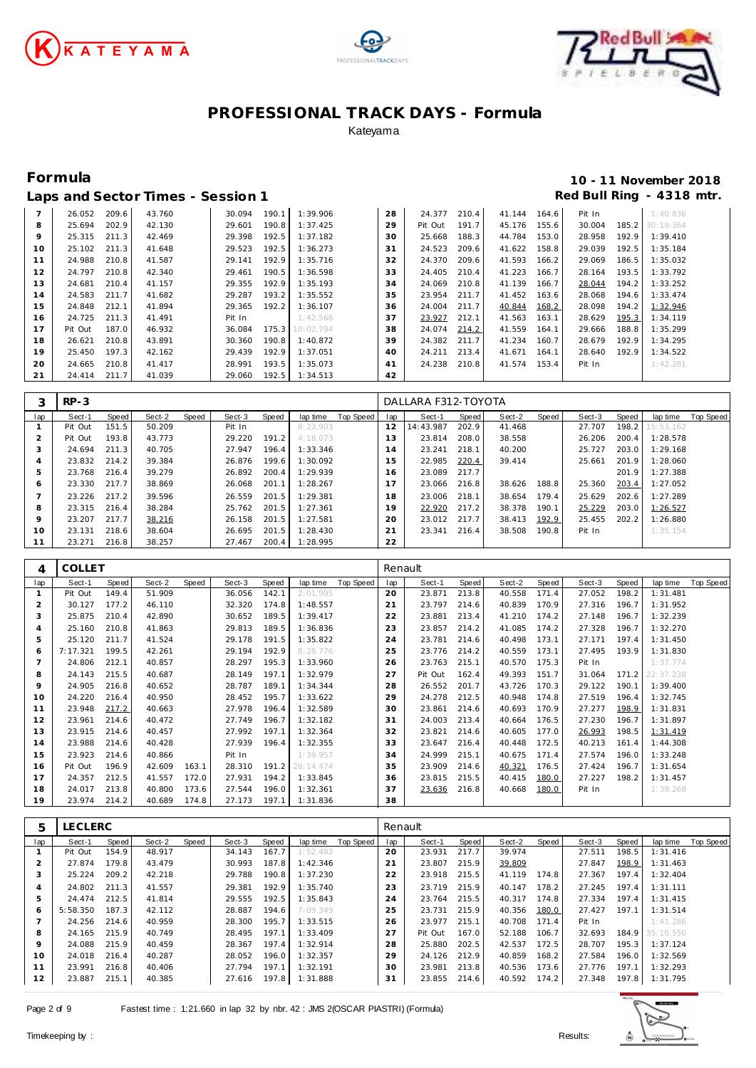# PROFESSIONAL TRACK DAYS - Formula

Kateyama

## Formula

**10 - 11 November 2018**

### Laps and Sector Times - Session 1

**Red Bull Ring - 4318 mtr.**

| lap | Sect-1 | Speed | Sect-2 | Speed | Sect-3 | Speed | lap time | Top Speed | lap | Sect-1 | Speed | Sect-2 | Speed | Sect-3 | Speed | lap time | Top Speed |
|---|---|---|---|---|---|---|---|---|---|---|---|---|---|---|---|---|---|
| 7 | 26.052 | 209.6 | 43.760 | | 30.094 | 190.1 | 1:39.906 | | 28 | 24.377 | 210.4 | 41.144 | 164.6 | Pit In | | 1:40.836 | |
| 8 | 25.694 | 202.9 | 42.130 | | 29.601 | 190.8 | 1:37.425 | | 29 | Pit Out | 191.7 | 45.176 | 155.6 | 30.004 | 185.2 | 30:19.364 | |
| 9 | 25.315 | 211.3 | 42.469 | | 29.398 | 192.5 | 1:37.182 | | 30 | 25.668 | 188.3 | 44.784 | 153.0 | 28.958 | 192.9 | 1:39.410 | |
| 10 | 25.102 | 211.3 | 41.648 | | 29.523 | 192.5 | 1:36.273 | | 31 | 24.523 | 209.6 | 41.622 | 158.8 | 29.039 | 192.5 | 1:35.184 | |
| 11 | 24.988 | 210.8 | 41.587 | | 29.141 | 192.9 | 1:35.716 | | 32 | 24.370 | 209.6 | 41.593 | 166.2 | 29.069 | 186.5 | 1:35.032 | |
| 12 | 24.797 | 210.8 | 42.340 | | 29.461 | 190.5 | 1:36.598 | | 33 | 24.405 | 210.4 | 41.223 | 166.7 | 28.164 | 193.5 | 1:33.792 | |
| 13 | 24.681 | 210.4 | 41.157 | | 29.355 | 192.9 | 1:35.193 | | 34 | 24.069 | 210.8 | 41.139 | 166.7 | 28.044 | 194.2 | 1:33.252 | |
| 14 | 24.583 | 211.7 | 41.682 | | 29.287 | 193.2 | 1:35.552 | | 35 | 23.954 | 211.7 | 41.452 | 163.6 | 28.068 | 194.6 | 1:33.474 | |
| 15 | 24.848 | 212.1 | 41.894 | | 29.365 | 192.2 | 1:36.107 | | 36 | 24.004 | 211.7 | 40.844 | 168.2 | 28.098 | 194.2 | 1:32.946 | |
| 16 | 24.725 | 211.3 | 41.491 | | Pit In | | 1:42.566 | | 37 | 23.927 | 212.1 | 41.563 | 163.1 | 28.629 | 195.3 | 1:34.119 | |
| 17 | Pit Out | 187.0 | 46.932 | | 36.084 | 175.3 | 10:02.794 | | 38 | 24.074 | 214.2 | 41.559 | 164.1 | 29.666 | 188.8 | 1:35.299 | |
| 18 | 26.621 | 210.8 | 43.891 | | 30.360 | 190.8 | 1:40.872 | | 39 | 24.382 | 211.7 | 41.234 | 160.7 | 28.679 | 192.9 | 1:34.295 | |
| 19 | 25.450 | 197.3 | 42.162 | | 29.439 | 192.9 | 1:37.051 | | 40 | 24.211 | 213.4 | 41.671 | 164.1 | 28.640 | 192.9 | 1:34.522 | |
| 20 | 24.665 | 210.8 | 41.417 | | 28.991 | 193.5 | 1:35.073 | | 41 | 24.238 | 210.8 | 41.574 | 153.4 | Pit In | | 1:42.281 | |
| 21 | 24.414 | 211.7 | 41.039 | | 29.060 | 192.5 | 1:34.513 | | 42 | | | | | | | | |

| 3 | RP-3 | | | | | | | | DALLARA F312-TOYOTA | | | | | | | | |
|---|---|---|---|---|---|---|---|---|---|---|---|---|---|---|---|---|---|
| lap | Sect-1 | Speed | Sect-2 | Speed | Sect-3 | Speed | lap time | Top Speed | lap | Sect-1 | Speed | Sect-2 | Speed | Sect-3 | Speed | lap time | Top Speed |
| 1 | Pit Out | 151.5 | 50.209 | | Pit In | | 8:23.903 | | 12 | 14:43.987 | 202.9 | 41.468 | | 27.707 | 198.2 | 15:53.162 | |
| 2 | Pit Out | 193.8 | 43.773 | | 29.220 | 191.2 | 4:18.073 | | 13 | 23.814 | 208.0 | 38.558 | | 26.206 | 200.4 | 1:28.578 | |
| 3 | 24.694 | 211.3 | 40.705 | | 27.947 | 196.4 | 1:33.346 | | 14 | 23.241 | 218.1 | 40.200 | | 25.727 | 203.0 | 1:29.168 | |
| 4 | 23.832 | 214.2 | 39.384 | | 26.876 | 199.6 | 1:30.092 | | 15 | 22.985 | 220.4 | 39.414 | | 25.661 | 201.9 | 1:28.060 | |
| 5 | 23.768 | 216.4 | 39.279 | | 26.892 | 200.4 | 1:29.939 | | 16 | 23.089 | 217.7 | | | | 201.9 | 1:27.388 | |
| 6 | 23.330 | 217.7 | 38.869 | | 26.068 | 201.1 | 1:28.267 | | 17 | 23.066 | 216.8 | 38.626 | 188.8 | 25.360 | 203.4 | 1:27.052 | |
| 7 | 23.226 | 217.2 | 39.596 | | 26.559 | 201.5 | 1:29.381 | | 18 | 23.006 | 218.1 | 38.654 | 179.4 | 25.629 | 202.6 | 1:27.289 | |
| 8 | 23.315 | 216.4 | 38.284 | | 25.762 | 201.5 | 1:27.361 | | 19 | 22.920 | 217.2 | 38.378 | 190.1 | 25.229 | 203.0 | 1:26.527 | |
| 9 | 23.207 | 217.7 | 38.216 | | 26.158 | 201.5 | 1:27.581 | | 20 | 23.012 | 217.7 | 38.413 | 192.9 | 25.455 | 202.2 | 1:26.880 | |
| 10 | 23.131 | 218.6 | 38.604 | | 26.695 | 201.5 | 1:28.430 | | 21 | 23.341 | 216.4 | 38.508 | 190.8 | Pit In | | 1:35.154 | |
| 11 | 23.271 | 216.8 | 38.257 | | 27.467 | 200.4 | 1:28.995 | | 22 | | | | | | | | |

| 4 | COLLET | | | | | | | | Renault | | | | | | | | |
|---|---|---|---|---|---|---|---|---|---|---|---|---|---|---|---|---|---|
| lap | Sect-1 | Speed | Sect-2 | Speed | Sect-3 | Speed | lap time | Top Speed | lap | Sect-1 | Speed | Sect-2 | Speed | Sect-3 | Speed | lap time | Top Speed |
| 1 | Pit Out | 149.4 | 51.909 | | 36.056 | 142.1 | 2:01.995 | | 20 | 23.871 | 213.8 | 40.558 | 171.4 | 27.052 | 198.2 | 1:31.481 | |
| 2 | 30.127 | 177.2 | 46.110 | | 32.320 | 174.8 | 1:48.557 | | 21 | 23.797 | 214.6 | 40.839 | 170.9 | 27.316 | 196.7 | 1:31.952 | |
| 3 | 25.875 | 210.4 | 42.890 | | 30.652 | 189.5 | 1:39.417 | | 22 | 23.881 | 213.4 | 41.210 | 174.2 | 27.148 | 196.7 | 1:32.239 | |
| 4 | 25.160 | 210.8 | 41.863 | | 29.813 | 189.5 | 1:36.836 | | 23 | 23.857 | 214.2 | 41.085 | 174.2 | 27.328 | 196.7 | 1:32.270 | |
| 5 | 25.120 | 211.7 | 41.524 | | 29.178 | 191.5 | 1:35.822 | | 24 | 23.781 | 214.6 | 40.498 | 173.1 | 27.171 | 197.4 | 1:31.450 | |
| 6 | 7:17.321 | 199.5 | 42.261 | | 29.194 | 192.9 | 8:28.776 | | 25 | 23.776 | 214.2 | 40.559 | 173.1 | 27.495 | 193.9 | 1:31.830 | |
| 7 | 24.806 | 212.1 | 40.857 | | 28.297 | 195.3 | 1:33.960 | | 26 | 23.763 | 215.1 | 40.570 | 175.3 | Pit In | | 1:37.774 | |
| 8 | 24.143 | 215.5 | 40.687 | | 28.149 | 197.1 | 1:32.979 | | 27 | Pit Out | 162.4 | 49.393 | 151.7 | 31.064 | 171.2 | 22:37.238 | |
| 9 | 24.905 | 216.8 | 40.652 | | 28.787 | 189.1 | 1:34.344 | | 28 | 26.552 | 201.7 | 43.726 | 170.3 | 29.122 | 190.1 | 1:39.400 | |
| 10 | 24.220 | 216.4 | 40.950 | | 28.452 | 195.7 | 1:33.622 | | 29 | 24.278 | 212.5 | 40.948 | 174.8 | 27.519 | 196.4 | 1:32.745 | |
| 11 | 23.948 | 217.2 | 40.663 | | 27.978 | 196.4 | 1:32.589 | | 30 | 23.861 | 214.6 | 40.693 | 170.9 | 27.277 | 198.9 | 1:31.831 | |
| 12 | 23.961 | 214.6 | 40.472 | | 27.749 | 196.7 | 1:32.182 | | 31 | 24.003 | 213.4 | 40.664 | 176.5 | 27.230 | 196.7 | 1:31.897 | |
| 13 | 23.915 | 214.6 | 40.457 | | 27.992 | 197.1 | 1:32.364 | | 32 | 23.821 | 214.6 | 40.605 | 177.0 | 26.993 | 198.5 | 1:31.419 | |
| 14 | 23.988 | 214.6 | 40.428 | | 27.939 | 196.4 | 1:32.355 | | 33 | 23.647 | 216.4 | 40.448 | 172.5 | 40.213 | 161.4 | 1:44.308 | |
| 15 | 23.923 | 214.6 | 40.866 | | Pit In | | 1:39.957 | | 34 | 24.999 | 215.1 | 40.675 | 171.4 | 27.574 | 196.0 | 1:33.248 | |
| 16 | Pit Out | 196.9 | 42.609 | 163.1 | 28.310 | 191.2 | 28:14.474 | | 35 | 23.909 | 214.6 | 40.321 | 176.5 | 27.424 | 196.7 | 1:31.654 | |
| 17 | 24.357 | 212.5 | 41.557 | 172.0 | 27.931 | 194.2 | 1:33.845 | | 36 | 23.815 | 215.5 | 40.415 | 180.0 | 27.227 | 198.2 | 1:31.457 | |
| 18 | 24.017 | 213.8 | 40.800 | 173.6 | 27.544 | 196.0 | 1:32.361 | | 37 | 23.636 | 216.8 | 40.668 | 180.0 | Pit In | | 1:39.268 | |
| 19 | 23.974 | 214.2 | 40.689 | 174.8 | 27.173 | 197.1 | 1:31.836 | | 38 | | | | | | | | |

| 5 | LECLERC | | | | | | | | Renault | | | | | | | | |
|---|---|---|---|---|---|---|---|---|---|---|---|---|---|---|---|---|---|
| lap | Sect-1 | Speed | Sect-2 | Speed | Sect-3 | Speed | lap time | Top Speed | lap | Sect-1 | Speed | Sect-2 | Speed | Sect-3 | Speed | lap time | Top Speed |
| 1 | Pit Out | 154.9 | 48.917 | | 34.143 | 167.7 | 1:52.482 | | 20 | 23.931 | 217.7 | 39.974 | | 27.511 | 198.5 | 1:31.416 | |
| 2 | 27.874 | 179.8 | 43.479 | | 30.993 | 187.8 | 1:42.346 | | 21 | 23.807 | 215.9 | 39.809 | | 27.847 | 198.9 | 1:31.463 | |
| 3 | 25.224 | 209.2 | 42.218 | | 29.788 | 190.8 | 1:37.230 | | 22 | 23.918 | 215.5 | 41.119 | 174.8 | 27.367 | 197.4 | 1:32.404 | |
| 4 | 24.802 | 211.3 | 41.557 | | 29.381 | 192.9 | 1:35.740 | | 23 | 23.719 | 215.9 | 40.147 | 178.2 | 27.245 | 197.4 | 1:31.111 | |
| 5 | 24.474 | 212.5 | 41.814 | | 29.555 | 192.5 | 1:35.843 | | 24 | 23.764 | 215.5 | 40.317 | 174.8 | 27.334 | 197.4 | 1:31.415 | |
| 6 | 5:58.350 | 187.3 | 42.112 | | 28.887 | 194.6 | 7:09.349 | | 25 | 23.731 | 215.9 | 40.356 | 180.0 | 27.427 | 197.1 | 1:31.514 | |
| 7 | 24.256 | 214.6 | 40.959 | | 28.300 | 195.7 | 1:33.515 | | 26 | 23.977 | 215.1 | 40.708 | 171.4 | Pit In | | 1:41.286 | |
| 8 | 24.165 | 215.9 | 40.749 | | 28.495 | 197.1 | 1:33.409 | | 27 | Pit Out | 167.0 | 52.188 | 106.7 | 32.693 | 184.9 | 35:10.550 | |
| 9 | 24.088 | 215.9 | 40.459 | | 28.367 | 197.4 | 1:32.914 | | 28 | 25.880 | 202.5 | 42.537 | 172.5 | 28.707 | 195.3 | 1:37.124 | |
| 10 | 24.018 | 216.4 | 40.287 | | 28.052 | 196.0 | 1:32.357 | | 29 | 24.126 | 212.9 | 40.859 | 168.2 | 27.584 | 196.0 | 1:32.569 | |
| 11 | 23.991 | 216.8 | 40.406 | | 27.794 | 197.1 | 1:32.191 | | 30 | 23.981 | 213.8 | 40.536 | 173.6 | 27.776 | 197.1 | 1:32.293 | |
| 12 | 23.887 | 215.1 | 40.385 | | 27.616 | 197.8 | 1:31.888 | | 31 | 23.855 | 214.6 | 40.592 | 174.2 | 27.348 | 197.8 | 1:31.795 | |

Fastest time : 1:21.660 in lap 32 by nbr. 42 : JMS 2(OSCAR PIASTRI) (Formula)

Timekeeping by : Results: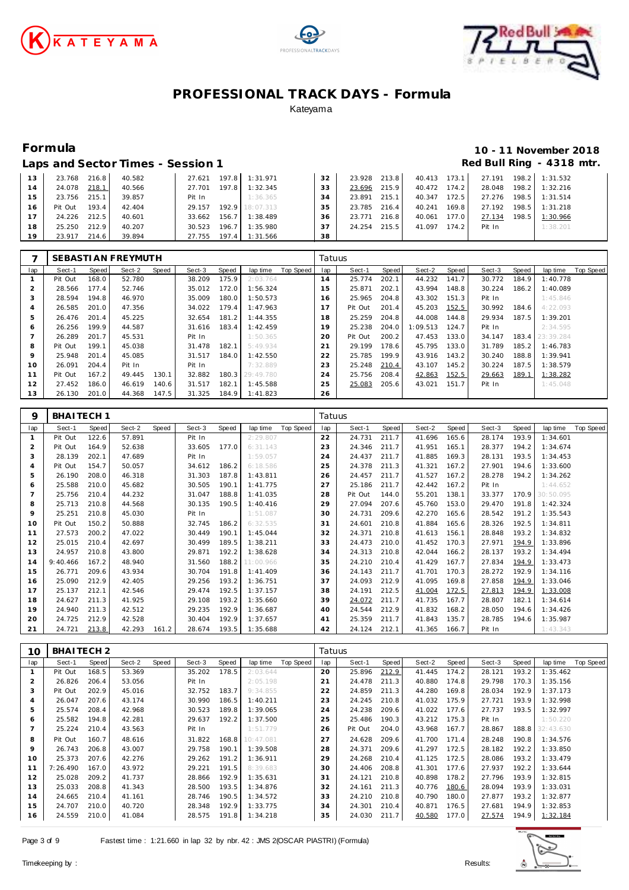# PROFESSIONAL TRACK DAYS - Formula

Kateyama

## Formula

**10 - 11 November 2018**

### Laps and Sector Times - Session 1

**Red Bull Ring - 4318 mtr.**

| lap | Sect-1 | Speed | Sect-2 | Speed | Sect-3 | Speed | lap time | Top Speed | lap | Sect-1 | Speed | Sect-2 | Speed | Sect-3 | Speed | lap time | Top Speed |
|---|---|---|---|---|---|---|---|---|---|---|---|---|---|---|---|---|---|
| 13 | 23.768 | 216.8 | 40.582 | | 27.621 | 197.8 | 1:31.971 | | 32 | 23.928 | 213.8 | 40.413 | 173.1 | 27.191 | 198.2 | 1:31.532 | |
| 14 | 24.078 | 218.1 | 40.566 | | 27.701 | 197.8 | 1:32.345 | | 33 | 23.696 | 215.9 | 40.472 | 174.2 | 28.048 | 198.2 | 1:32.216 | |
| 15 | 23.756 | 215.1 | 39.857 | | Pit In | | 1:36.365 | | 34 | 23.891 | 215.1 | 40.347 | 172.5 | 27.276 | 198.5 | 1:31.514 | |
| 16 | Pit Out | 193.4 | 42.404 | | 29.157 | 192.9 | 18:07.313 | | 35 | 23.785 | 216.4 | 40.241 | 169.8 | 27.192 | 198.5 | 1:31.218 | |
| 17 | 24.226 | 212.5 | 40.601 | | 33.662 | 156.7 | 1:38.489 | | 36 | 23.771 | 216.8 | 40.061 | 177.0 | 27.134 | 198.5 | 1:30.966 | |
| 18 | 25.250 | 212.9 | 40.207 | | 30.523 | 196.7 | 1:35.980 | | 37 | 24.254 | 215.5 | 41.097 | 174.2 | Pit In | | 1:38.201 | |
| 19 | 23.917 | 214.6 | 39.894 | | 27.755 | 197.4 | 1:31.566 | | 38 | | | | | | | | |

**7 SEBASTIAN FREYMUTH** — Tatuus

| lap | Sect-1 | Speed | Sect-2 | Speed | Sect-3 | Speed | lap time | Top Speed | lap | Sect-1 | Speed | Sect-2 | Speed | Sect-3 | Speed | lap time | Top Speed |
|---|---|---|---|---|---|---|---|---|---|---|---|---|---|---|---|---|---|
| 1 | Pit Out | 168.0 | 52.780 | | 38.209 | 175.9 | 2:03.764 | | 14 | 25.774 | 202.1 | 44.232 | 141.7 | 30.772 | 184.9 | 1:40.778 | |
| 2 | 28.566 | 177.4 | 52.746 | | 35.012 | 172.0 | 1:56.324 | | 15 | 25.871 | 202.1 | 43.994 | 148.8 | 30.224 | 186.2 | 1:40.089 | |
| 3 | 28.594 | 194.8 | 46.970 | | 35.009 | 180.0 | 1:50.573 | | 16 | 25.965 | 204.8 | 43.302 | 151.3 | Pit In | | 1:45.846 | |
| 4 | 26.585 | 201.0 | 47.356 | | 34.022 | 179.4 | 1:47.963 | | 17 | Pit Out | 201.4 | 45.203 | 152.5 | 30.992 | 184.6 | 4:22.093 | |
| 5 | 26.476 | 201.4 | 45.225 | | 32.654 | 181.2 | 1:44.355 | | 18 | 25.259 | 204.8 | 44.008 | 144.8 | 29.934 | 187.5 | 1:39.201 | |
| 6 | 26.256 | 199.9 | 44.587 | | 31.616 | 183.4 | 1:42.459 | | 19 | 25.238 | 204.0 | 1:09.513 | 124.7 | Pit In | | 2:34.595 | |
| 7 | 26.289 | 201.7 | 45.531 | | Pit In | | 1:50.365 | | 20 | Pit Out | 200.2 | 47.453 | 133.0 | 34.147 | 183.4 | 23:39.284 | |
| 8 | Pit Out | 199.1 | 45.038 | | 31.478 | 182.1 | 5:49.934 | | 21 | 29.199 | 178.6 | 45.795 | 133.0 | 31.789 | 185.2 | 1:46.783 | |
| 9 | 25.948 | 201.4 | 45.085 | | 31.517 | 184.0 | 1:42.550 | | 22 | 25.785 | 199.9 | 43.916 | 143.2 | 30.240 | 188.8 | 1:39.941 | |
| 10 | 26.091 | 204.4 | Pit In | | Pit In | | 7:32.889 | | 23 | 25.248 | 210.4 | 43.107 | 145.2 | 30.224 | 187.5 | 1:38.579 | |
| 11 | Pit Out | 167.2 | 49.445 | 130.1 | 32.882 | 180.3 | 29:49.780 | | 24 | 25.756 | 208.4 | 42.863 | 152.5 | 29.663 | 189.1 | 1:38.282 | |
| 12 | 27.452 | 186.0 | 46.619 | 140.6 | 31.517 | 182.1 | 1:45.588 | | 25 | 25.083 | 205.6 | 43.021 | 151.7 | Pit In | | 1:45.048 | |
| 13 | 26.130 | 201.0 | 44.368 | 147.5 | 31.325 | 184.9 | 1:41.823 | | 26 | | | | | | | | |

**9 BHAITECH 1** — Tatuus

| lap | Sect-1 | Speed | Sect-2 | Speed | Sect-3 | Speed | lap time | Top Speed | lap | Sect-1 | Speed | Sect-2 | Speed | Sect-3 | Speed | lap time | Top Speed |
|---|---|---|---|---|---|---|---|---|---|---|---|---|---|---|---|---|---|
| 1 | Pit Out | 122.6 | 57.891 | | Pit In | | 2:29.807 | | 22 | 24.731 | 211.7 | 41.696 | 165.6 | 28.174 | 193.9 | 1:34.601 | |
| 2 | Pit Out | 164.9 | 52.638 | | 33.605 | 177.0 | 6:31.143 | | 23 | 24.346 | 211.7 | 41.951 | 165.1 | 28.377 | 194.2 | 1:34.674 | |
| 3 | 28.139 | 202.1 | 47.689 | | Pit In | | 1:59.057 | | 24 | 24.437 | 211.7 | 41.885 | 169.3 | 28.131 | 193.5 | 1:34.453 | |
| 4 | Pit Out | 154.7 | 50.057 | | 34.612 | 186.2 | 6:18.586 | | 25 | 24.378 | 211.3 | 41.321 | 167.2 | 27.901 | 194.6 | 1:33.600 | |
| 5 | 26.190 | 208.0 | 46.318 | | 31.303 | 187.8 | 1:43.811 | | 26 | 24.457 | 211.7 | 41.527 | 167.2 | 28.278 | 194.2 | 1:34.262 | |
| 6 | 25.588 | 210.0 | 45.682 | | 30.505 | 190.1 | 1:41.775 | | 27 | 25.186 | 211.7 | 42.442 | 167.2 | Pit In | | 1:44.652 | |
| 7 | 25.756 | 210.4 | 44.232 | | 31.047 | 188.8 | 1:41.035 | | 28 | Pit Out | 144.0 | 55.201 | 138.1 | 33.377 | 170.9 | 30:50.095 | |
| 8 | 25.713 | 210.8 | 44.568 | | 30.135 | 190.5 | 1:40.416 | | 29 | 27.094 | 207.6 | 45.760 | 153.0 | 29.470 | 191.8 | 1:42.324 | |
| 9 | 25.251 | 210.8 | 45.030 | | Pit In | | 1:51.087 | | 30 | 24.731 | 209.6 | 42.270 | 165.6 | 28.542 | 191.2 | 1:35.543 | |
| 10 | Pit Out | 150.2 | 50.888 | | 32.745 | 186.2 | 6:32.535 | | 31 | 24.601 | 210.8 | 41.884 | 165.6 | 28.326 | 192.5 | 1:34.811 | |
| 11 | 27.573 | 200.2 | 47.022 | | 30.449 | 190.1 | 1:45.044 | | 32 | 24.371 | 210.8 | 41.613 | 156.1 | 28.848 | 193.2 | 1:34.832 | |
| 12 | 25.015 | 210.4 | 42.697 | | 30.499 | 189.5 | 1:38.211 | | 33 | 24.473 | 210.0 | 41.452 | 170.3 | 27.971 | 194.9 | 1:33.896 | |
| 13 | 24.957 | 210.8 | 43.800 | | 29.871 | 192.2 | 1:38.628 | | 34 | 24.313 | 210.8 | 42.044 | 166.2 | 28.137 | 193.2 | 1:34.494 | |
| 14 | 9:40.466 | 167.2 | 48.940 | | 31.560 | 188.2 | 11:00.966 | | 35 | 24.210 | 210.4 | 41.429 | 167.7 | 27.834 | 194.9 | 1:33.473 | |
| 15 | 26.771 | 209.6 | 43.934 | | 30.704 | 191.8 | 1:41.409 | | 36 | 24.143 | 211.7 | 41.701 | 170.3 | 28.272 | 192.9 | 1:34.116 | |
| 16 | 25.090 | 212.9 | 42.405 | | 29.256 | 193.2 | 1:36.751 | | 37 | 24.093 | 212.9 | 41.095 | 169.8 | 27.858 | 194.9 | 1:33.046 | |
| 17 | 25.137 | 212.1 | 42.546 | | 29.474 | 192.5 | 1:37.157 | | 38 | 24.191 | 212.5 | 41.004 | 172.5 | 27.813 | 194.9 | 1:33.008 | |
| 18 | 24.627 | 211.3 | 41.925 | | 29.108 | 193.2 | 1:35.660 | | 39 | 24.072 | 211.7 | 41.735 | 167.7 | 28.807 | 182.1 | 1:34.614 | |
| 19 | 24.940 | 211.3 | 42.512 | | 29.235 | 192.9 | 1:36.687 | | 40 | 24.544 | 212.9 | 41.832 | 168.2 | 28.050 | 194.6 | 1:34.426 | |
| 20 | 24.725 | 212.9 | 42.528 | | 30.404 | 192.9 | 1:37.657 | | 41 | 25.359 | 211.7 | 41.843 | 135.7 | 28.785 | 194.6 | 1:35.987 | |
| 21 | 24.721 | 213.8 | 42.293 | 161.2 | 28.674 | 193.5 | 1:35.688 | | 42 | 24.124 | 212.1 | 41.365 | 166.7 | Pit In | | 1:43.343 | |

**10 BHAITECH 2** — Tatuus

| lap | Sect-1 | Speed | Sect-2 | Speed | Sect-3 | Speed | lap time | Top Speed | lap | Sect-1 | Speed | Sect-2 | Speed | Sect-3 | Speed | lap time | Top Speed |
|---|---|---|---|---|---|---|---|---|---|---|---|---|---|---|---|---|---|
| 1 | Pit Out | 168.5 | 53.369 | | 35.202 | 178.5 | 2:03.644 | | 20 | 25.896 | 212.9 | 41.445 | 174.2 | 28.121 | 193.2 | 1:35.462 | |
| 2 | 26.826 | 206.4 | 53.056 | | Pit In | | 2:05.198 | | 21 | 24.478 | 211.3 | 40.880 | 174.8 | 29.798 | 170.3 | 1:35.156 | |
| 3 | Pit Out | 202.9 | 45.016 | | 32.752 | 183.7 | 9:34.855 | | 22 | 24.859 | 211.3 | 44.280 | 169.8 | 28.034 | 192.9 | 1:37.173 | |
| 4 | 26.047 | 207.6 | 43.174 | | 30.990 | 186.5 | 1:40.211 | | 23 | 24.245 | 210.8 | 41.032 | 175.9 | 27.721 | 193.9 | 1:32.998 | |
| 5 | 25.574 | 208.4 | 42.968 | | 30.523 | 189.8 | 1:39.065 | | 24 | 24.238 | 209.6 | 41.022 | 177.6 | 27.737 | 193.5 | 1:32.997 | |
| 6 | 25.582 | 194.8 | 42.281 | | 29.637 | 192.2 | 1:37.500 | | 25 | 25.486 | 190.3 | 43.212 | 175.3 | Pit In | | 1:50.220 | |
| 7 | 25.224 | 210.4 | 43.563 | | Pit In | | 1:51.779 | | 26 | Pit Out | 204.0 | 43.968 | 167.7 | 28.867 | 188.8 | 32:43.630 | |
| 8 | Pit Out | 160.7 | 48.616 | | 31.822 | 168.8 | 10:47.081 | | 27 | 24.628 | 209.6 | 41.700 | 171.4 | 28.248 | 190.8 | 1:34.576 | |
| 9 | 26.743 | 206.8 | 43.007 | | 29.758 | 190.1 | 1:39.508 | | 28 | 24.371 | 209.6 | 41.297 | 172.5 | 28.182 | 192.2 | 1:33.850 | |
| 10 | 25.373 | 207.6 | 42.276 | | 29.262 | 191.2 | 1:36.911 | | 29 | 24.268 | 210.4 | 41.125 | 172.5 | 28.086 | 193.2 | 1:33.479 | |
| 11 | 7:26.490 | 167.0 | 43.972 | | 29.221 | 191.5 | 8:39.683 | | 30 | 24.406 | 208.8 | 41.301 | 177.6 | 27.937 | 192.2 | 1:33.644 | |
| 12 | 25.028 | 209.2 | 41.737 | | 28.866 | 192.9 | 1:35.631 | | 31 | 24.121 | 210.8 | 40.898 | 178.2 | 27.796 | 193.9 | 1:32.815 | |
| 13 | 25.033 | 208.8 | 41.343 | | 28.500 | 193.5 | 1:34.876 | | 32 | 24.161 | 211.3 | 40.776 | 180.6 | 28.094 | 193.9 | 1:33.031 | |
| 14 | 24.665 | 210.4 | 41.161 | | 28.746 | 190.5 | 1:34.572 | | 33 | 24.210 | 210.8 | 40.790 | 180.0 | 27.877 | 193.2 | 1:32.877 | |
| 15 | 24.707 | 210.0 | 40.720 | | 28.348 | 192.9 | 1:33.775 | | 34 | 24.301 | 210.4 | 40.871 | 176.5 | 27.681 | 194.9 | 1:32.853 | |
| 16 | 24.559 | 210.0 | 41.084 | | 28.575 | 191.8 | 1:34.218 | | 35 | 24.030 | 211.7 | 40.580 | 177.0 | 27.574 | 194.9 | 1:32.184 | |

Fastest time : 1:21.660 in lap 32 by nbr. 42 : JMS 2(OSCAR PIASTRI) (Formula)

Timekeeping by : Results: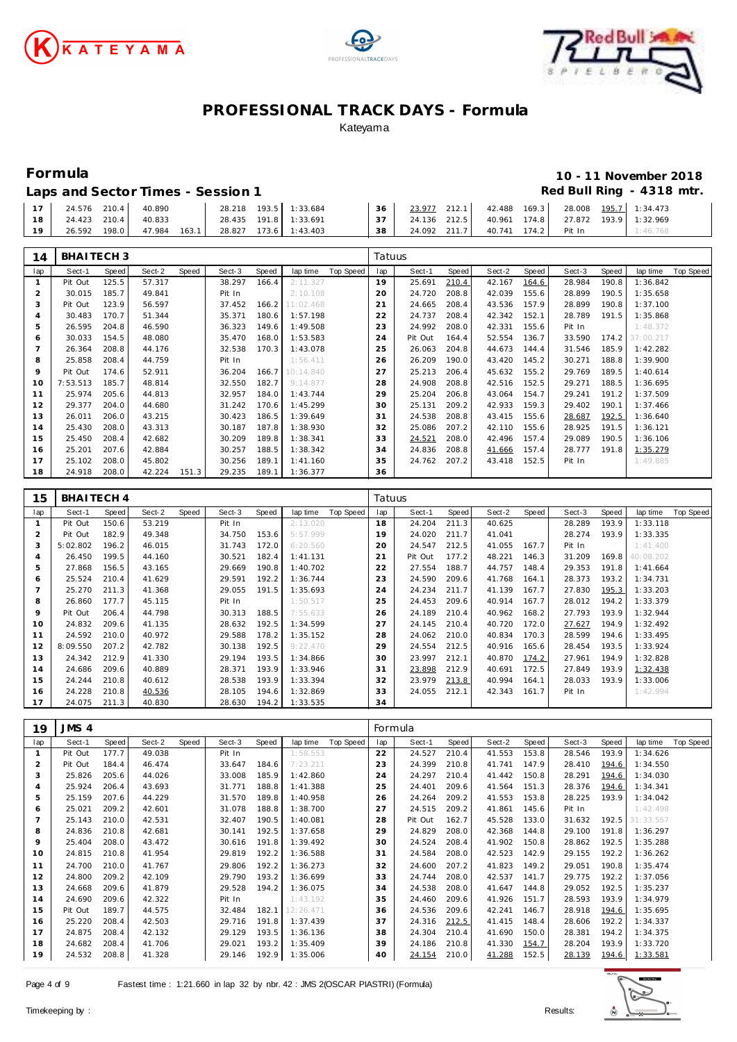# PROFESSIONAL TRACK DAYS - Formula

Kateyama

## Formula

**Laps and Sector Times - Session 1**

**10 - 11 November 2018**

**Red Bull Ring - 4318 mtr.**

| lap | Sect-1 | Speed | Sect-2 | Speed | Sect-3 | Speed | lap time | Top Speed | lap | Sect-1 | Speed | Sect-2 | Speed | Sect-3 | Speed | lap time | Top Speed |
|---|---|---|---|---|---|---|---|---|---|---|---|---|---|---|---|---|---|
| 17 | 24.576 | 210.4 | 40.890 | | 28.218 | 193.5 | 1:33.684 | | 36 | 23.977 | 212.1 | 42.488 | 169.3 | 28.008 | 195.7 | 1:34.473 | |
| 18 | 24.423 | 210.4 | 40.833 | | 28.435 | 191.8 | 1:33.691 | | 37 | 24.136 | 212.5 | 40.961 | 174.8 | 27.872 | 193.9 | 1:32.969 | |
| 19 | 26.592 | 198.0 | 47.984 | 163.1 | 28.827 | 173.6 | 1:43.403 | | 38 | 24.092 | 211.7 | 40.741 | 174.2 | Pit In | | 1:46.768 | |

**14 BHAITECH 3** — Tatuus

| lap | Sect-1 | Speed | Sect-2 | Speed | Sect-3 | Speed | lap time | Top Speed | lap | Sect-1 | Speed | Sect-2 | Speed | Sect-3 | Speed | lap time | Top Speed |
|---|---|---|---|---|---|---|---|---|---|---|---|---|---|---|---|---|---|
| 1 | Pit Out | 125.5 | 57.317 | | 38.297 | 166.4 | 2:11.327 | | 19 | 25.691 | 210.4 | 42.167 | 164.6 | 28.984 | 190.8 | 1:36.842 | |
| 2 | 30.015 | 185.7 | 49.841 | | Pit In | | 2:10.108 | | 20 | 24.720 | 208.8 | 42.039 | 155.6 | 28.899 | 190.5 | 1:35.658 | |
| 3 | Pit Out | 123.9 | 56.597 | | 37.452 | 166.2 | 11:02.468 | | 21 | 24.665 | 208.4 | 43.536 | 157.9 | 28.899 | 190.8 | 1:37.100 | |
| 4 | 30.483 | 170.7 | 51.344 | | 35.371 | 180.6 | 1:57.198 | | 22 | 24.737 | 208.4 | 42.342 | 152.1 | 28.789 | 191.5 | 1:35.868 | |
| 5 | 26.595 | 204.8 | 46.590 | | 36.323 | 149.6 | 1:49.508 | | 23 | 24.992 | 208.0 | 42.331 | 155.6 | Pit In | | 1:48.372 | |
| 6 | 30.033 | 154.5 | 48.080 | | 35.470 | 168.0 | 1:53.583 | | 24 | Pit Out | 164.4 | 52.554 | 136.7 | 33.590 | 174.2 | 37:00.217 | |
| 7 | 26.364 | 208.8 | 44.176 | | 32.538 | 170.3 | 1:43.078 | | 25 | 26.063 | 204.8 | 44.673 | 144.4 | 31.546 | 185.9 | 1:42.282 | |
| 8 | 25.858 | 208.4 | 44.759 | | Pit In | | 1:56.411 | | 26 | 26.209 | 190.0 | 43.420 | 145.2 | 30.271 | 188.8 | 1:39.900 | |
| 9 | Pit Out | 174.6 | 52.911 | | 36.204 | 166.7 | 10:14.840 | | 27 | 25.213 | 206.4 | 45.632 | 155.2 | 29.769 | 189.5 | 1:40.614 | |
| 10 | 7:53.513 | 185.7 | 48.814 | | 32.550 | 182.7 | 9:14.877 | | 28 | 24.908 | 208.8 | 42.516 | 152.5 | 29.271 | 188.5 | 1:36.695 | |
| 11 | 25.974 | 205.6 | 44.813 | | 32.957 | 184.0 | 1:43.744 | | 29 | 25.204 | 206.8 | 43.064 | 154.7 | 29.241 | 191.2 | 1:37.509 | |
| 12 | 29.377 | 204.0 | 44.680 | | 31.242 | 170.6 | 1:45.299 | | 30 | 25.131 | 209.2 | 42.933 | 159.3 | 29.402 | 190.1 | 1:37.466 | |
| 13 | 26.011 | 206.0 | 43.215 | | 30.423 | 186.5 | 1:39.649 | | 31 | 24.538 | 208.8 | 43.415 | 155.6 | 28.687 | 192.5 | 1:36.640 | |
| 14 | 25.430 | 208.0 | 43.313 | | 30.187 | 187.8 | 1:38.930 | | 32 | 25.086 | 207.2 | 42.110 | 155.6 | 28.925 | 191.5 | 1:36.121 | |
| 15 | 25.450 | 208.4 | 42.682 | | 30.209 | 189.8 | 1:38.341 | | 33 | 24.521 | 208.0 | 42.496 | 157.4 | 29.089 | 190.5 | 1:36.106 | |
| 16 | 25.201 | 207.6 | 42.884 | | 30.257 | 188.5 | 1:38.342 | | 34 | 24.836 | 208.8 | 41.666 | 157.4 | 28.777 | 191.8 | 1:35.279 | |
| 17 | 25.102 | 208.0 | 45.802 | | 30.256 | 189.1 | 1:41.160 | | 35 | 24.762 | 207.2 | 43.418 | 152.5 | Pit In | | 1:49.885 | |
| 18 | 24.918 | 208.0 | 42.224 | 151.3 | 29.235 | 189.1 | 1:36.377 | | 36 | | | | | | | | |

**15 BHAITECH 4** — Tatuus

| lap | Sect-1 | Speed | Sect-2 | Speed | Sect-3 | Speed | lap time | Top Speed | lap | Sect-1 | Speed | Sect-2 | Speed | Sect-3 | Speed | lap time | Top Speed |
|---|---|---|---|---|---|---|---|---|---|---|---|---|---|---|---|---|---|
| 1 | Pit Out | 150.6 | 53.219 | | Pit In | | 2:13.020 | | 18 | 24.204 | 211.3 | 40.625 | | 28.289 | 193.9 | 1:33.118 | |
| 2 | Pit Out | 182.9 | 49.348 | | 34.750 | 153.6 | 5:57.999 | | 19 | 24.020 | 211.7 | 41.041 | | 28.274 | 193.9 | 1:33.335 | |
| 3 | 5:02.802 | 196.2 | 46.015 | | 31.743 | 172.0 | 6:20.560 | | 20 | 24.547 | 212.5 | 41.055 | 167.7 | Pit In | | 1:41.400 | |
| 4 | 26.450 | 199.5 | 44.160 | | 30.521 | 182.4 | 1:41.131 | | 21 | Pit Out | 177.2 | 48.221 | 146.3 | 31.209 | 169.8 | 40:08.202 | |
| 5 | 27.868 | 156.5 | 43.165 | | 29.669 | 190.8 | 1:40.702 | | 22 | 27.554 | 188.7 | 44.757 | 148.4 | 29.353 | 191.8 | 1:41.664 | |
| 6 | 25.524 | 210.4 | 41.629 | | 29.591 | 192.2 | 1:36.744 | | 23 | 24.590 | 209.6 | 41.768 | 164.1 | 28.373 | 193.2 | 1:34.731 | |
| 7 | 25.270 | 211.3 | 41.368 | | 29.055 | 191.5 | 1:35.693 | | 24 | 24.234 | 211.7 | 41.139 | 167.7 | 27.830 | 195.3 | 1:33.203 | |
| 8 | 26.860 | 177.7 | 45.115 | | Pit In | | 1:50.517 | | 25 | 24.453 | 209.6 | 40.914 | 167.7 | 28.012 | 194.2 | 1:33.379 | |
| 9 | Pit Out | 206.4 | 44.798 | | 30.313 | 188.5 | 7:55.633 | | 26 | 24.189 | 210.4 | 40.962 | 168.2 | 27.793 | 193.9 | 1:32.944 | |
| 10 | 24.832 | 209.6 | 41.135 | | 28.632 | 192.5 | 1:34.599 | | 27 | 24.145 | 210.4 | 40.720 | 172.0 | 27.627 | 194.9 | 1:32.492 | |
| 11 | 24.592 | 210.0 | 40.972 | | 29.588 | 178.2 | 1:35.152 | | 28 | 24.062 | 210.0 | 40.834 | 170.3 | 28.599 | 194.6 | 1:33.495 | |
| 12 | 8:09.550 | 207.2 | 42.782 | | 30.138 | 192.5 | 9:22.470 | | 29 | 24.554 | 212.5 | 40.916 | 165.6 | 28.454 | 193.5 | 1:33.924 | |
| 13 | 24.342 | 212.9 | 41.330 | | 29.194 | 193.5 | 1:34.866 | | 30 | 23.997 | 212.1 | 40.870 | 174.2 | 27.961 | 194.9 | 1:32.828 | |
| 14 | 24.686 | 209.6 | 40.889 | | 28.371 | 193.9 | 1:33.946 | | 31 | 23.898 | 212.9 | 40.691 | 172.5 | 27.849 | 193.9 | 1:32.438 | |
| 15 | 24.244 | 210.8 | 40.612 | | 28.538 | 193.9 | 1:33.394 | | 32 | 23.979 | 213.8 | 40.994 | 164.1 | 28.033 | 193.9 | 1:33.006 | |
| 16 | 24.228 | 210.8 | 40.536 | | 28.105 | 194.6 | 1:32.869 | | 33 | 24.055 | 212.1 | 42.343 | 161.7 | Pit In | | 1:42.994 | |
| 17 | 24.075 | 211.3 | 40.830 | | 28.630 | 194.2 | 1:33.535 | | 34 | | | | | | | | |

**19 JMS 4** — Formula

| lap | Sect-1 | Speed | Sect-2 | Speed | Sect-3 | Speed | lap time | Top Speed | lap | Sect-1 | Speed | Sect-2 | Speed | Sect-3 | Speed | lap time | Top Speed |
|---|---|---|---|---|---|---|---|---|---|---|---|---|---|---|---|---|---|
| 1 | Pit Out | 177.7 | 49.038 | | Pit In | | 1:58.553 | | 22 | 24.527 | 210.4 | 41.553 | 153.8 | 28.546 | 193.9 | 1:34.626 | |
| 2 | Pit Out | 184.4 | 46.474 | | 33.647 | 184.6 | 7:23.211 | | 23 | 24.399 | 210.8 | 41.741 | 147.9 | 28.410 | 194.6 | 1:34.550 | |
| 3 | 25.826 | 205.6 | 44.026 | | 33.008 | 185.9 | 1:42.860 | | 24 | 24.297 | 210.4 | 41.442 | 150.8 | 28.291 | 194.6 | 1:34.030 | |
| 4 | 25.924 | 206.4 | 43.693 | | 31.771 | 188.8 | 1:41.388 | | 25 | 24.401 | 209.6 | 41.564 | 151.3 | 28.376 | 194.6 | 1:34.341 | |
| 5 | 25.159 | 207.6 | 44.229 | | 31.570 | 189.8 | 1:40.958 | | 26 | 24.264 | 209.2 | 41.553 | 153.8 | 28.225 | 193.9 | 1:34.042 | |
| 6 | 25.021 | 209.2 | 42.601 | | 31.078 | 188.8 | 1:38.700 | | 27 | 24.515 | 209.2 | 41.861 | 145.6 | Pit In | | 1:42.498 | |
| 7 | 25.143 | 210.0 | 42.531 | | 32.407 | 190.5 | 1:40.081 | | 28 | Pit Out | 162.7 | 45.528 | 133.0 | 31.632 | 192.5 | 31:33.557 | |
| 8 | 24.836 | 210.8 | 42.681 | | 30.141 | 192.5 | 1:37.658 | | 29 | 24.829 | 208.0 | 42.368 | 144.8 | 29.100 | 191.8 | 1:36.297 | |
| 9 | 25.404 | 208.0 | 43.472 | | 30.616 | 191.8 | 1:39.492 | | 30 | 24.524 | 208.4 | 41.902 | 150.8 | 28.862 | 192.5 | 1:35.288 | |
| 10 | 24.815 | 210.8 | 41.954 | | 29.819 | 192.2 | 1:36.588 | | 31 | 24.584 | 208.0 | 42.523 | 142.9 | 29.155 | 192.2 | 1:36.262 | |
| 11 | 24.700 | 210.0 | 41.767 | | 29.806 | 192.2 | 1:36.273 | | 32 | 24.600 | 207.2 | 41.823 | 149.2 | 29.051 | 190.8 | 1:35.474 | |
| 12 | 24.800 | 209.2 | 42.109 | | 29.790 | 193.2 | 1:36.699 | | 33 | 24.744 | 208.0 | 42.537 | 141.7 | 29.775 | 192.2 | 1:37.056 | |
| 13 | 24.668 | 209.6 | 41.879 | | 29.528 | 194.2 | 1:36.075 | | 34 | 24.538 | 208.0 | 41.647 | 144.8 | 29.052 | 192.5 | 1:35.237 | |
| 14 | 24.690 | 209.6 | 42.322 | | Pit In | | 1:43.192 | | 35 | 24.460 | 209.6 | 41.926 | 151.7 | 28.593 | 193.9 | 1:34.979 | |
| 15 | Pit Out | 189.7 | 44.575 | | 32.484 | 182.1 | 12:26.471 | | 36 | 24.536 | 209.6 | 42.241 | 146.7 | 28.918 | 194.6 | 1:35.695 | |
| 16 | 25.220 | 208.4 | 42.503 | | 29.716 | 191.8 | 1:37.439 | | 37 | 24.316 | 212.5 | 41.415 | 148.4 | 28.606 | 192.2 | 1:34.337 | |
| 17 | 24.875 | 208.4 | 42.132 | | 29.129 | 193.5 | 1:36.136 | | 38 | 24.304 | 210.4 | 41.690 | 150.0 | 28.381 | 194.2 | 1:34.375 | |
| 18 | 24.682 | 208.4 | 41.706 | | 29.021 | 193.2 | 1:35.409 | | 39 | 24.186 | 210.8 | 41.330 | 154.7 | 28.204 | 193.9 | 1:33.720 | |
| 19 | 24.532 | 208.8 | 41.328 | | 29.146 | 192.9 | 1:35.006 | | 40 | 24.154 | 210.0 | 41.288 | 152.5 | 28.139 | 194.6 | 1:33.581 | |

Fastest time : 1:21.660 in lap 32 by nbr. 42 : JMS 2(OSCAR PIASTRI) (Formula)

Timekeeping by : Results: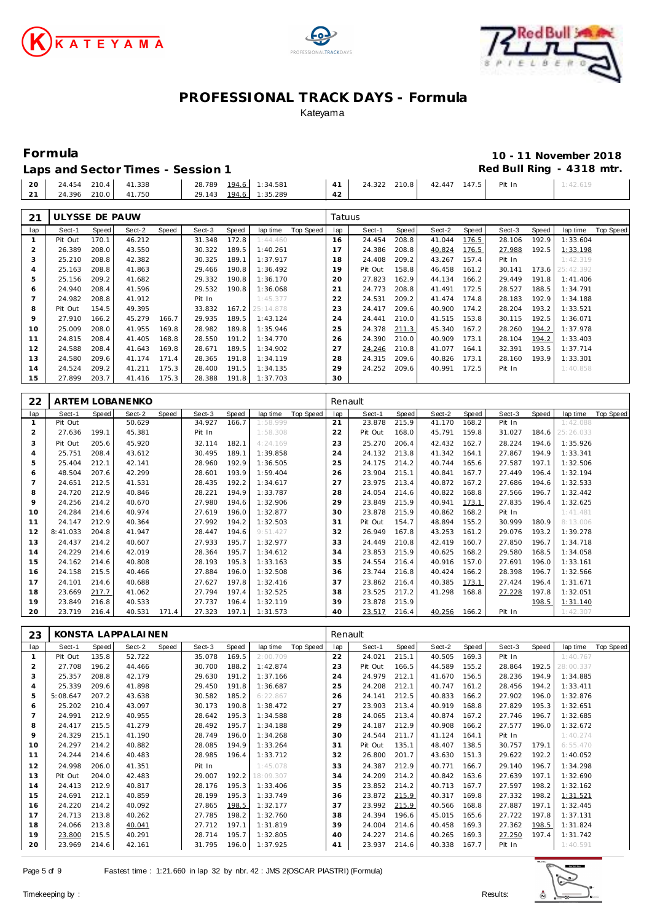# PROFESSIONAL TRACK DAYS - Formula

Kateyama

## Formula

**10 - 11 November 2018**

**Laps and Sector Times - Session 1**

**Red Bull Ring - 4318 mtr.**

| lap | Sect-1 | Speed | Sect-2 | Speed | Sect-3 | Speed | lap time | Top Speed | lap | Sect-1 | Speed | Sect-2 | Speed | Sect-3 | Speed | lap time | Top Speed |
|---|---|---|---|---|---|---|---|---|---|---|---|---|---|---|---|---|---|
| 20 | 24.454 | 210.4 | 41.338 | | 28.789 | 194.6 | 1:34.581 | | 41 | 24.322 | 210.8 | 42.447 | 147.5 | Pit In | | 1:42.619 | |
| 21 | 24.396 | 210.0 | 41.750 | | 29.143 | 194.6 | 1:35.289 | | 42 | | | | | | | | |

### 21 ULYSSE DE PAUW — Tatuus

| lap | Sect-1 | Speed | Sect-2 | Speed | Sect-3 | Speed | lap time | Top Speed | lap | Sect-1 | Speed | Sect-2 | Speed | Sect-3 | Speed | lap time | Top Speed |
|---|---|---|---|---|---|---|---|---|---|---|---|---|---|---|---|---|---|
| 1 | Pit Out | 170.1 | 46.212 | | 31.348 | 172.8 | 1:44.460 | | 16 | 24.454 | 208.8 | 41.044 | 176.5 | 28.106 | 192.9 | 1:33.604 | |
| 2 | 26.389 | 208.0 | 43.550 | | 30.322 | 189.5 | 1:40.261 | | 17 | 24.386 | 208.8 | 40.824 | 176.5 | 27.988 | 192.5 | 1:33.198 | |
| 3 | 25.210 | 208.8 | 42.382 | | 30.325 | 189.1 | 1:37.917 | | 18 | 24.408 | 209.2 | 43.267 | 157.4 | Pit In | | 1:42.319 | |
| 4 | 25.163 | 208.8 | 41.863 | | 29.466 | 190.8 | 1:36.492 | | 19 | Pit Out | 158.8 | 46.458 | 161.2 | 30.141 | 173.6 | 25:42.392 | |
| 5 | 25.156 | 209.2 | 41.682 | | 29.332 | 190.8 | 1:36.170 | | 20 | 27.823 | 162.9 | 44.134 | 166.2 | 29.449 | 191.8 | 1:41.406 | |
| 6 | 24.940 | 208.4 | 41.596 | | 29.532 | 190.8 | 1:36.068 | | 21 | 24.773 | 208.8 | 41.491 | 172.5 | 28.527 | 188.5 | 1:34.791 | |
| 7 | 24.982 | 208.8 | 41.912 | | Pit In | | 1:45.377 | | 22 | 24.531 | 209.2 | 41.474 | 174.8 | 28.183 | 192.9 | 1:34.188 | |
| 8 | Pit Out | 154.5 | 49.395 | | 33.832 | 167.2 | 25:14.878 | | 23 | 24.417 | 209.6 | 40.900 | 174.2 | 28.204 | 193.2 | 1:33.521 | |
| 9 | 27.910 | 166.2 | 45.279 | 166.7 | 29.935 | 189.5 | 1:43.124 | | 24 | 24.441 | 210.0 | 41.515 | 153.8 | 30.115 | 192.5 | 1:36.071 | |
| 10 | 25.009 | 208.0 | 41.955 | 169.8 | 28.982 | 189.8 | 1:35.946 | | 25 | 24.378 | 211.3 | 45.340 | 167.2 | 28.260 | 194.2 | 1:37.978 | |
| 11 | 24.815 | 208.4 | 41.405 | 168.8 | 28.550 | 191.2 | 1:34.770 | | 26 | 24.390 | 210.0 | 40.909 | 173.1 | 28.104 | 194.2 | 1:33.403 | |
| 12 | 24.588 | 208.4 | 41.643 | 169.8 | 28.671 | 189.5 | 1:34.902 | | 27 | 24.246 | 210.8 | 41.077 | 164.1 | 32.391 | 193.5 | 1:37.714 | |
| 13 | 24.580 | 209.6 | 41.174 | 171.4 | 28.365 | 191.8 | 1:34.119 | | 28 | 24.315 | 209.6 | 40.826 | 173.1 | 28.160 | 193.9 | 1:33.301 | |
| 14 | 24.524 | 209.2 | 41.211 | 175.3 | 28.400 | 191.5 | 1:34.135 | | 29 | 24.252 | 209.6 | 40.991 | 172.5 | Pit In | | 1:40.858 | |
| 15 | 27.899 | 203.7 | 41.416 | 175.3 | 28.388 | 191.8 | 1:37.703 | | 30 | | | | | | | | |

### 22 ARTEM LOBANENKO — Renault

| lap | Sect-1 | Speed | Sect-2 | Speed | Sect-3 | Speed | lap time | Top Speed | lap | Sect-1 | Speed | Sect-2 | Speed | Sect-3 | Speed | lap time | Top Speed |
|---|---|---|---|---|---|---|---|---|---|---|---|---|---|---|---|---|---|
| 1 | Pit Out | | 50.629 | | 34.927 | 166.7 | 1:58.999 | | 21 | 23.878 | 215.9 | 41.170 | 168.2 | Pit In | | 1:42.088 | |
| 2 | 27.636 | 199.1 | 45.381 | | Pit In | | 1:58.308 | | 22 | Pit Out | 168.0 | 45.791 | 159.8 | 31.027 | 184.6 | 25:26.033 | |
| 3 | Pit Out | 205.6 | 45.920 | | 32.114 | 182.1 | 4:24.169 | | 23 | 25.270 | 206.4 | 42.432 | 162.7 | 28.224 | 194.6 | 1:35.926 | |
| 4 | 25.751 | 208.4 | 43.612 | | 30.495 | 189.1 | 1:39.858 | | 24 | 24.132 | 213.8 | 41.342 | 164.1 | 27.867 | 194.9 | 1:33.341 | |
| 5 | 25.404 | 212.1 | 42.141 | | 28.960 | 192.9 | 1:36.505 | | 25 | 24.175 | 214.2 | 40.744 | 165.6 | 27.587 | 197.1 | 1:32.506 | |
| 6 | 48.504 | 207.6 | 42.299 | | 28.601 | 193.9 | 1:59.404 | | 26 | 23.904 | 215.1 | 40.841 | 167.7 | 27.449 | 196.4 | 1:32.194 | |
| 7 | 24.651 | 212.5 | 41.531 | | 28.435 | 192.2 | 1:34.617 | | 27 | 23.975 | 213.4 | 40.872 | 167.2 | 27.686 | 194.6 | 1:32.533 | |
| 8 | 24.720 | 212.9 | 40.846 | | 28.221 | 194.9 | 1:33.787 | | 28 | 24.054 | 214.6 | 40.822 | 168.8 | 27.566 | 196.7 | 1:32.442 | |
| 9 | 24.256 | 214.2 | 40.670 | | 27.980 | 194.6 | 1:32.906 | | 29 | 23.849 | 215.9 | 40.941 | 173.1 | 27.835 | 196.4 | 1:32.625 | |
| 10 | 24.284 | 214.6 | 40.974 | | 27.619 | 196.0 | 1:32.877 | | 30 | 23.878 | 215.9 | 40.862 | 168.2 | Pit In | | 1:41.481 | |
| 11 | 24.147 | 212.9 | 40.364 | | 27.992 | 194.2 | 1:32.503 | | 31 | Pit Out | 154.7 | 48.894 | 155.2 | 30.999 | 180.9 | 8:13.006 | |
| 12 | 8:41.033 | 204.8 | 41.947 | | 28.447 | 194.6 | 9:51.427 | | 32 | 26.949 | 167.8 | 43.253 | 161.2 | 29.076 | 193.2 | 1:39.278 | |
| 13 | 24.437 | 214.2 | 40.607 | | 27.933 | 195.7 | 1:32.977 | | 33 | 24.449 | 210.8 | 42.419 | 160.7 | 27.850 | 196.7 | 1:34.718 | |
| 14 | 24.229 | 214.6 | 42.019 | | 28.364 | 195.7 | 1:34.612 | | 34 | 23.853 | 215.9 | 40.625 | 168.2 | 29.580 | 168.5 | 1:34.058 | |
| 15 | 24.162 | 214.6 | 40.808 | | 28.193 | 195.3 | 1:33.163 | | 35 | 24.554 | 216.4 | 40.916 | 157.0 | 27.691 | 196.0 | 1:33.161 | |
| 16 | 24.158 | 215.5 | 40.466 | | 27.884 | 196.0 | 1:32.508 | | 36 | 23.744 | 216.8 | 40.424 | 166.2 | 28.398 | 196.7 | 1:32.566 | |
| 17 | 24.101 | 214.6 | 40.688 | | 27.627 | 197.8 | 1:32.416 | | 37 | 23.862 | 216.4 | 40.385 | 173.1 | 27.424 | 196.4 | 1:31.671 | |
| 18 | 23.669 | 217.7 | 41.062 | | 27.794 | 197.4 | 1:32.525 | | 38 | 23.525 | 217.2 | 41.298 | 168.8 | 27.228 | 197.8 | 1:32.051 | |
| 19 | 23.849 | 216.8 | 40.533 | | 27.737 | 196.4 | 1:32.119 | | 39 | 23.878 | 215.9 | | | | 198.5 | 1:31.140 | |
| 20 | 23.719 | 216.4 | 40.531 | 171.4 | 27.323 | 197.1 | 1:31.573 | | 40 | 23.517 | 216.4 | 40.256 | 166.2 | Pit In | | 1:42.307 | |

### 23 KONSTA LAPPALAINEN — Renault

| lap | Sect-1 | Speed | Sect-2 | Speed | Sect-3 | Speed | lap time | Top Speed | lap | Sect-1 | Speed | Sect-2 | Speed | Sect-3 | Speed | lap time | Top Speed |
|---|---|---|---|---|---|---|---|---|---|---|---|---|---|---|---|---|---|
| 1 | Pit Out | 135.8 | 52.722 | | 35.078 | 169.5 | 2:00.709 | | 22 | 24.021 | 215.1 | 40.505 | 169.3 | Pit In | | 1:40.767 | |
| 2 | 27.708 | 196.2 | 44.466 | | 30.700 | 188.2 | 1:42.874 | | 23 | Pit Out | 166.5 | 44.589 | 155.2 | 28.864 | 192.5 | 28:00.337 | |
| 3 | 25.357 | 208.8 | 42.179 | | 29.630 | 191.2 | 1:37.166 | | 24 | 24.979 | 212.1 | 41.670 | 156.5 | 28.236 | 194.9 | 1:34.885 | |
| 4 | 25.339 | 209.6 | 41.898 | | 29.450 | 191.8 | 1:36.687 | | 25 | 24.208 | 212.1 | 40.747 | 161.2 | 28.456 | 194.2 | 1:33.411 | |
| 5 | 5:08.647 | 207.2 | 43.638 | | 30.582 | 185.2 | 6:22.867 | | 26 | 24.141 | 212.5 | 40.833 | 166.2 | 27.902 | 196.0 | 1:32.876 | |
| 6 | 25.202 | 210.4 | 43.097 | | 30.173 | 190.8 | 1:38.472 | | 27 | 23.903 | 213.4 | 40.919 | 168.8 | 27.829 | 195.3 | 1:32.651 | |
| 7 | 24.991 | 212.9 | 40.955 | | 28.642 | 195.3 | 1:34.588 | | 28 | 24.065 | 213.4 | 40.874 | 167.2 | 27.746 | 196.7 | 1:32.685 | |
| 8 | 24.417 | 215.5 | 41.279 | | 28.492 | 195.7 | 1:34.188 | | 29 | 24.187 | 212.9 | 40.908 | 166.2 | 27.577 | 196.0 | 1:32.672 | |
| 9 | 24.329 | 215.1 | 41.190 | | 28.749 | 196.0 | 1:34.268 | | 30 | 24.544 | 211.7 | 41.124 | 164.1 | Pit In | | 1:40.274 | |
| 10 | 24.297 | 214.2 | 40.882 | | 28.085 | 194.9 | 1:33.264 | | 31 | Pit Out | 135.1 | 48.407 | 138.5 | 30.757 | 179.1 | 6:55.470 | |
| 11 | 24.244 | 214.6 | 40.483 | | 28.985 | 196.4 | 1:33.712 | | 32 | 26.800 | 201.7 | 43.630 | 151.3 | 29.622 | 192.2 | 1:40.052 | |
| 12 | 24.998 | 206.0 | 41.351 | | Pit In | | 1:45.078 | | 33 | 24.387 | 212.9 | 40.771 | 166.7 | 29.140 | 196.7 | 1:34.298 | |
| 13 | Pit Out | 204.0 | 42.483 | | 29.007 | 192.2 | 18:09.307 | | 34 | 24.209 | 214.2 | 40.842 | 163.6 | 27.639 | 197.1 | 1:32.690 | |
| 14 | 24.413 | 212.9 | 40.817 | | 28.176 | 195.3 | 1:33.406 | | 35 | 23.852 | 214.2 | 40.713 | 167.7 | 27.597 | 198.2 | 1:32.162 | |
| 15 | 24.691 | 212.1 | 40.859 | | 28.199 | 195.3 | 1:33.749 | | 36 | 23.872 | 215.9 | 40.317 | 169.8 | 27.332 | 198.2 | 1:31.521 | |
| 16 | 24.220 | 214.2 | 40.092 | | 27.865 | 198.5 | 1:32.177 | | 37 | 23.992 | 215.9 | 40.566 | 168.8 | 27.887 | 197.1 | 1:32.445 | |
| 17 | 24.713 | 213.8 | 40.262 | | 27.785 | 198.2 | 1:32.760 | | 38 | 24.394 | 196.6 | 45.015 | 165.6 | 27.722 | 197.8 | 1:37.131 | |
| 18 | 24.066 | 213.8 | 40.041 | | 27.712 | 197.1 | 1:31.819 | | 39 | 24.004 | 214.6 | 40.458 | 169.3 | 27.362 | 198.5 | 1:31.824 | |
| 19 | 23.800 | 215.5 | 40.291 | | 28.714 | 195.7 | 1:32.805 | | 40 | 24.227 | 214.6 | 40.265 | 169.3 | 27.250 | 197.4 | 1:31.742 | |
| 20 | 23.969 | 214.6 | 42.161 | | 31.795 | 196.0 | 1:37.925 | | 41 | 23.937 | 214.6 | 40.338 | 167.7 | Pit In | | 1:40.591 | |

Fastest time : 1:21.660 in lap 32 by nbr. 42 : JMS 2(OSCAR PIASTRI) (Formula)

Timekeeping by :

Results: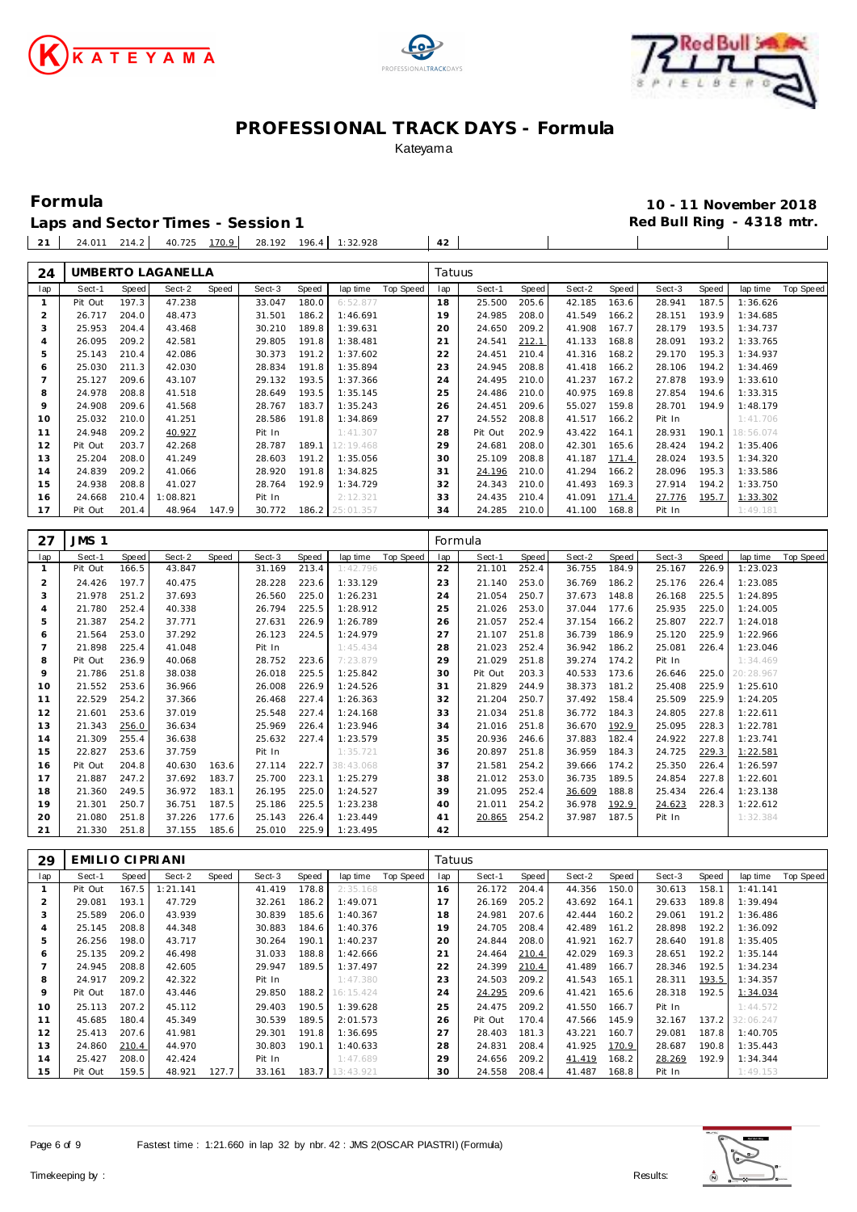# PROFESSIONAL TRACK DAYS - Formula

Kateyama

## Formula

**10 - 11 November 2018**

**Laps and Sector Times - Session 1**

**Red Bull Ring - 4318 mtr.**

| 21 | 24.011 | 214.2 | 40.725 | 170.9 | 28.192 | 196.4 | 1:32.928 | | 42 | | | | | | | | |
|---|---|---|---|---|---|---|---|---|---|---|---|---|---|---|---|---|---|

| 24 | UMBERTO LAGANELLA | | | | | | | | Tatuus | | | | | | | | |
|---|---|---|---|---|---|---|---|---|---|---|---|---|---|---|---|---|---|
| lap | Sect-1 | Speed | Sect-2 | Speed | Sect-3 | Speed | lap time | Top Speed | lap | Sect-1 | Speed | Sect-2 | Speed | Sect-3 | Speed | lap time | Top Speed |
| 1 | Pit Out | 197.3 | 47.238 | | 33.047 | 180.0 | 6:52.877 | | 18 | 25.500 | 205.6 | 42.185 | 163.6 | 28.941 | 187.5 | 1:36.626 | |
| 2 | 26.717 | 204.0 | 48.473 | | 31.501 | 186.2 | 1:46.691 | | 19 | 24.985 | 208.0 | 41.549 | 166.2 | 28.151 | 193.9 | 1:34.685 | |
| 3 | 25.953 | 204.4 | 43.468 | | 30.210 | 189.8 | 1:39.631 | | 20 | 24.650 | 209.2 | 41.908 | 167.7 | 28.179 | 193.5 | 1:34.737 | |
| 4 | 26.095 | 209.2 | 42.581 | | 29.805 | 191.8 | 1:38.481 | | 21 | 24.541 | 212.1 | 41.133 | 168.8 | 28.091 | 193.2 | 1:33.765 | |
| 5 | 25.143 | 210.4 | 42.086 | | 30.373 | 191.2 | 1:37.602 | | 22 | 24.451 | 210.4 | 41.316 | 168.2 | 29.170 | 195.3 | 1:34.937 | |
| 6 | 25.030 | 211.3 | 42.030 | | 28.834 | 191.8 | 1:35.894 | | 23 | 24.945 | 208.8 | 41.418 | 166.2 | 28.106 | 194.2 | 1:34.469 | |
| 7 | 25.127 | 209.6 | 43.107 | | 29.132 | 193.5 | 1:37.366 | | 24 | 24.495 | 210.0 | 41.237 | 167.2 | 27.878 | 193.9 | 1:33.610 | |
| 8 | 24.978 | 208.8 | 41.518 | | 28.649 | 193.5 | 1:35.145 | | 25 | 24.486 | 210.0 | 40.975 | 169.8 | 27.854 | 194.6 | 1:33.315 | |
| 9 | 24.908 | 209.6 | 41.568 | | 28.767 | 183.7 | 1:35.243 | | 26 | 24.451 | 209.6 | 55.027 | 159.8 | 28.701 | 194.9 | 1:48.179 | |
| 10 | 25.032 | 210.0 | 41.251 | | 28.586 | 191.8 | 1:34.869 | | 27 | 24.552 | 208.8 | 41.517 | 166.2 | Pit In | | 1:41.706 | |
| 11 | 24.948 | 209.2 | 40.927 | | Pit In | | 1:41.307 | | 28 | Pit Out | 202.9 | 43.422 | 164.1 | 28.931 | 190.1 | 18:56.074 | |
| 12 | Pit Out | 203.7 | 42.268 | | 28.787 | 189.1 | 12:19.468 | | 29 | 24.681 | 208.0 | 42.301 | 165.6 | 28.424 | 194.2 | 1:35.406 | |
| 13 | 25.204 | 208.0 | 41.249 | | 28.603 | 191.2 | 1:35.056 | | 30 | 25.109 | 208.8 | 41.187 | 171.4 | 28.024 | 193.5 | 1:34.320 | |
| 14 | 24.839 | 209.2 | 41.066 | | 28.920 | 191.8 | 1:34.825 | | 31 | 24.196 | 210.0 | 41.294 | 166.2 | 28.096 | 195.3 | 1:33.586 | |
| 15 | 24.938 | 208.8 | 41.027 | | 28.764 | 192.9 | 1:34.729 | | 32 | 24.343 | 210.0 | 41.493 | 169.3 | 27.914 | 194.2 | 1:33.750 | |
| 16 | 24.668 | 210.4 | 1:08.821 | | Pit In | | 2:12.321 | | 33 | 24.435 | 210.4 | 41.091 | 171.4 | 27.776 | 195.7 | 1:33.302 | |
| 17 | Pit Out | 201.4 | 48.964 | 147.9 | 30.772 | 186.2 | 25:01.357 | | 34 | 24.285 | 210.0 | 41.100 | 168.8 | Pit In | | 1:49.181 | |

| 27 | JMS 1 | | | | | | | | Formula | | | | | | | | |
|---|---|---|---|---|---|---|---|---|---|---|---|---|---|---|---|---|---|
| lap | Sect-1 | Speed | Sect-2 | Speed | Sect-3 | Speed | lap time | Top Speed | lap | Sect-1 | Speed | Sect-2 | Speed | Sect-3 | Speed | lap time | Top Speed |
| 1 | Pit Out | 166.5 | 43.847 | | 31.169 | 213.4 | 1:42.796 | | 22 | 21.101 | 252.4 | 36.755 | 184.9 | 25.167 | 226.9 | 1:23.023 | |
| 2 | 24.426 | 197.7 | 40.475 | | 28.228 | 223.6 | 1:33.129 | | 23 | 21.140 | 253.0 | 36.769 | 186.2 | 25.176 | 226.4 | 1:23.085 | |
| 3 | 21.978 | 251.2 | 37.693 | | 26.560 | 225.0 | 1:26.231 | | 24 | 21.054 | 250.7 | 37.673 | 148.8 | 26.168 | 225.5 | 1:24.895 | |
| 4 | 21.780 | 252.4 | 40.338 | | 26.794 | 225.5 | 1:28.912 | | 25 | 21.026 | 253.0 | 37.044 | 177.6 | 25.935 | 225.0 | 1:24.005 | |
| 5 | 21.387 | 254.2 | 37.771 | | 27.631 | 226.9 | 1:26.789 | | 26 | 21.057 | 252.4 | 37.154 | 166.2 | 25.807 | 222.7 | 1:24.018 | |
| 6 | 21.564 | 253.0 | 37.292 | | 26.123 | 224.5 | 1:24.979 | | 27 | 21.107 | 251.8 | 36.739 | 186.9 | 25.120 | 225.9 | 1:22.966 | |
| 7 | 21.898 | 225.4 | 41.048 | | Pit In | | 1:45.434 | | 28 | 21.023 | 252.4 | 36.942 | 186.2 | 25.081 | 226.4 | 1:23.046 | |
| 8 | Pit Out | 236.9 | 40.068 | | 28.752 | 223.6 | 7:23.879 | | 29 | 21.029 | 251.8 | 39.274 | 174.2 | Pit In | | 1:34.469 | |
| 9 | 21.786 | 251.8 | 38.038 | | 26.018 | 225.5 | 1:25.842 | | 30 | Pit Out | 203.3 | 40.533 | 173.6 | 26.646 | 225.0 | 20:28.967 | |
| 10 | 21.552 | 253.6 | 36.966 | | 26.008 | 226.9 | 1:24.526 | | 31 | 21.829 | 244.9 | 38.373 | 181.2 | 25.408 | 225.9 | 1:25.610 | |
| 11 | 22.529 | 254.2 | 37.366 | | 26.468 | 227.4 | 1:26.363 | | 32 | 21.204 | 250.7 | 37.492 | 158.4 | 25.509 | 225.9 | 1:24.205 | |
| 12 | 21.601 | 253.6 | 37.019 | | 25.548 | 227.4 | 1:24.168 | | 33 | 21.034 | 251.8 | 36.772 | 184.3 | 24.805 | 227.8 | 1:22.611 | |
| 13 | 21.343 | 256.0 | 36.634 | | 25.969 | 226.4 | 1:23.946 | | 34 | 21.016 | 251.8 | 36.670 | 192.9 | 25.095 | 228.3 | 1:22.781 | |
| 14 | 21.309 | 255.4 | 36.638 | | 25.632 | 227.4 | 1:23.579 | | 35 | 20.936 | 246.6 | 37.883 | 182.4 | 24.922 | 227.8 | 1:23.741 | |
| 15 | 22.827 | 253.6 | 37.759 | | Pit In | | 1:35.721 | | 36 | 20.897 | 251.8 | 36.959 | 184.3 | 24.725 | 229.3 | 1:22.581 | |
| 16 | Pit Out | 204.8 | 40.630 | 163.6 | 27.114 | 222.7 | 38:43.068 | | 37 | 21.581 | 254.2 | 39.666 | 174.2 | 25.350 | 226.4 | 1:26.597 | |
| 17 | 21.887 | 247.2 | 37.692 | 183.7 | 25.700 | 223.1 | 1:25.279 | | 38 | 21.012 | 253.0 | 36.735 | 189.5 | 24.854 | 227.8 | 1:22.601 | |
| 18 | 21.360 | 249.5 | 36.972 | 183.1 | 26.195 | 225.0 | 1:24.527 | | 39 | 21.095 | 252.4 | 36.609 | 188.8 | 25.434 | 226.4 | 1:23.138 | |
| 19 | 21.301 | 250.7 | 36.751 | 187.5 | 25.186 | 225.5 | 1:23.238 | | 40 | 21.011 | 254.2 | 36.978 | 192.9 | 24.623 | 228.3 | 1:22.612 | |
| 20 | 21.080 | 251.8 | 37.226 | 177.6 | 25.143 | 226.4 | 1:23.449 | | 41 | 20.865 | 254.2 | 37.987 | 187.5 | Pit In | | 1:32.384 | |
| 21 | 21.330 | 251.8 | 37.155 | 185.6 | 25.010 | 225.9 | 1:23.495 | | 42 | | | | | | | | |

| 29 | EMILIO CIPRIANI | | | | | | | | Tatuus | | | | | | | | |
|---|---|---|---|---|---|---|---|---|---|---|---|---|---|---|---|---|---|
| lap | Sect-1 | Speed | Sect-2 | Speed | Sect-3 | Speed | lap time | Top Speed | lap | Sect-1 | Speed | Sect-2 | Speed | Sect-3 | Speed | lap time | Top Speed |
| 1 | Pit Out | 167.5 | 1:21.141 | | 41.419 | 178.8 | 2:35.168 | | 16 | 26.172 | 204.4 | 44.356 | 150.0 | 30.613 | 158.1 | 1:41.141 | |
| 2 | 29.081 | 193.1 | 47.729 | | 32.261 | 186.2 | 1:49.071 | | 17 | 26.169 | 205.2 | 43.692 | 164.1 | 29.633 | 189.8 | 1:39.494 | |
| 3 | 25.589 | 206.0 | 43.939 | | 30.839 | 185.6 | 1:40.367 | | 18 | 24.981 | 207.6 | 42.444 | 160.2 | 29.061 | 191.2 | 1:36.486 | |
| 4 | 25.145 | 208.8 | 44.348 | | 30.883 | 184.6 | 1:40.376 | | 19 | 24.705 | 208.4 | 42.489 | 161.2 | 28.898 | 192.2 | 1:36.092 | |
| 5 | 26.256 | 198.0 | 43.717 | | 30.264 | 190.1 | 1:40.237 | | 20 | 24.844 | 208.0 | 41.921 | 162.7 | 28.640 | 191.8 | 1:35.405 | |
| 6 | 25.135 | 209.2 | 46.498 | | 31.033 | 188.8 | 1:42.666 | | 21 | 24.464 | 210.4 | 42.029 | 169.3 | 28.651 | 192.2 | 1:35.144 | |
| 7 | 24.945 | 208.8 | 42.605 | | 29.947 | 189.5 | 1:37.497 | | 22 | 24.399 | 210.4 | 41.489 | 166.7 | 28.346 | 192.5 | 1:34.234 | |
| 8 | 24.917 | 209.2 | 42.322 | | Pit In | | 1:47.380 | | 23 | 24.503 | 209.2 | 41.543 | 165.1 | 28.311 | 193.5 | 1:34.357 | |
| 9 | Pit Out | 187.0 | 43.446 | | 29.850 | 188.2 | 16:15.424 | | 24 | 24.295 | 209.6 | 41.421 | 165.6 | 28.318 | 192.5 | 1:34.034 | |
| 10 | 25.113 | 207.2 | 45.112 | | 29.403 | 190.5 | 1:39.628 | | 25 | 24.475 | 209.2 | 41.550 | 166.7 | Pit In | | 1:44.572 | |
| 11 | 45.685 | 180.4 | 45.349 | | 30.539 | 189.5 | 2:01.573 | | 26 | Pit Out | 170.4 | 47.566 | 145.9 | 32.167 | 137.2 | 32:06.247 | |
| 12 | 25.413 | 207.6 | 41.981 | | 29.301 | 191.8 | 1:36.695 | | 27 | 28.403 | 181.3 | 43.221 | 160.7 | 29.081 | 187.8 | 1:40.705 | |
| 13 | 24.860 | 210.4 | 44.970 | | 30.803 | 190.1 | 1:40.633 | | 28 | 24.831 | 208.4 | 41.925 | 170.9 | 28.687 | 190.8 | 1:35.443 | |
| 14 | 25.427 | 208.0 | 42.424 | | Pit In | | 1:47.689 | | 29 | 24.656 | 209.2 | 41.419 | 168.2 | 28.269 | 192.9 | 1:34.344 | |
| 15 | Pit Out | 159.5 | 48.921 | 127.7 | 33.161 | 183.7 | 13:43.921 | | 30 | 24.558 | 208.4 | 41.487 | 168.8 | Pit In | | 1:49.153 | |

Fastest time : 1:21.660 in lap 32 by nbr. 42 : JMS 2(OSCAR PIASTRI) (Formula)

Timekeeping by :

Results: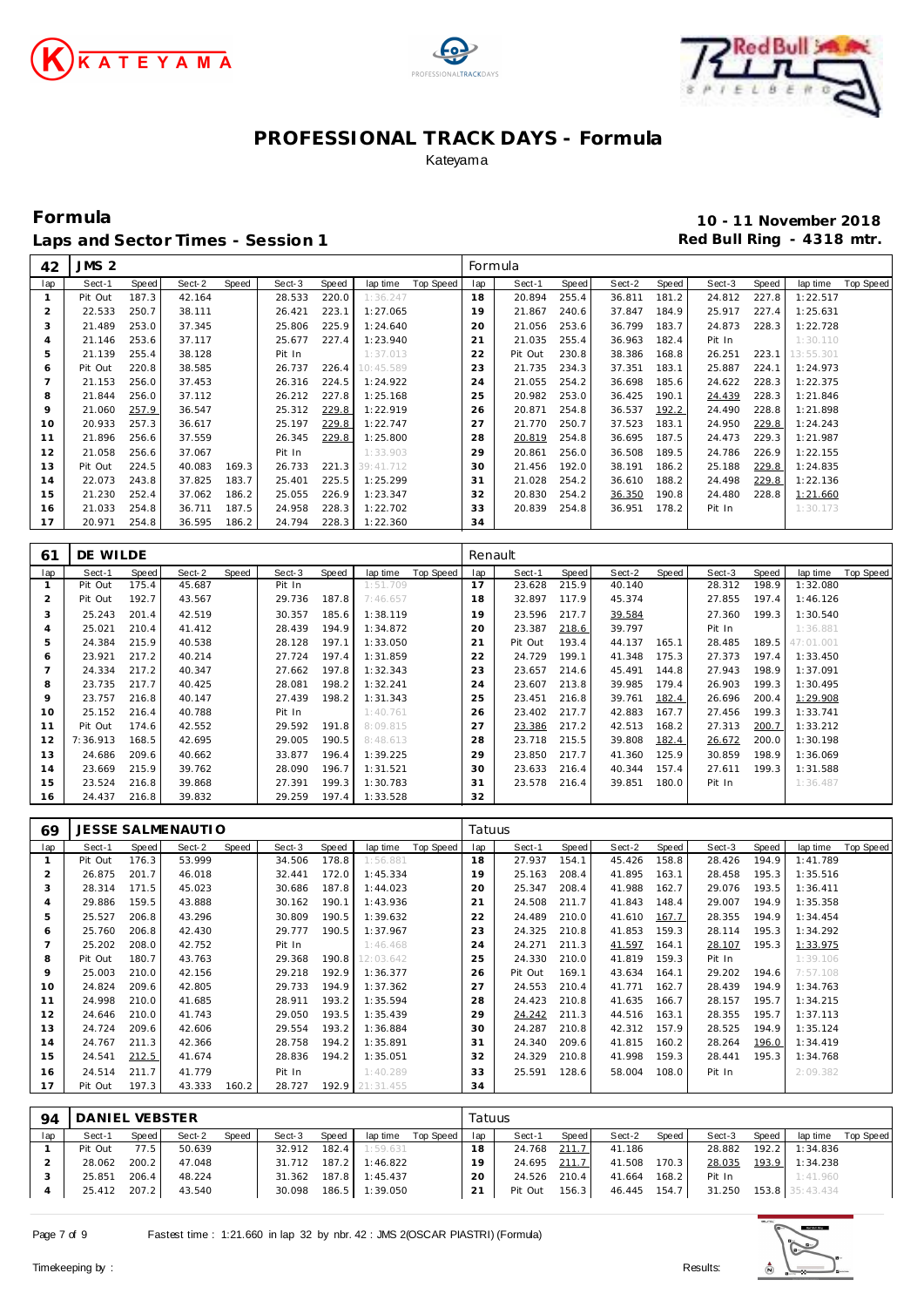# PROFESSIONAL TRACK DAYS - Formula

Kateyama

## Formula

## Laps and Sector Times - Session 1

**10 - 11 November 2018**
**Red Bull Ring - 4318 mtr.**

| 42 | JMS 2 | | | | | | | | | Formula | | | | | | | | | |
|---|---|---|---|---|---|---|---|---|---|---|---|---|---|---|---|---|---|---|---|
| lap | Sect-1 | Speed | Sect-2 | Speed | Sect-3 | Speed | lap time | Top Speed | lap | Sect-1 | Speed | Sect-2 | Speed | Sect-3 | Speed | lap time | Top Speed |
| 1 | Pit Out | 187.3 | 42.164 | | 28.533 | 220.0 | 1:36.247 | | 18 | 20.894 | 255.4 | 36.811 | 181.2 | 24.812 | 227.8 | 1:22.517 | |
| 2 | 22.533 | 250.7 | 38.111 | | 26.421 | 223.1 | 1:27.065 | | 19 | 21.867 | 240.6 | 37.847 | 184.9 | 25.917 | 227.4 | 1:25.631 | |
| 3 | 21.489 | 253.0 | 37.345 | | 25.806 | 225.9 | 1:24.640 | | 20 | 21.056 | 253.6 | 36.799 | 183.7 | 24.873 | 228.3 | 1:22.728 | |
| 4 | 21.146 | 253.6 | 37.117 | | 25.677 | 227.4 | 1:23.940 | | 21 | 21.035 | 255.4 | 36.963 | 182.4 | Pit In | | 1:30.110 | |
| 5 | 21.139 | 255.4 | 38.128 | | Pit In | | 1:37.013 | | 22 | Pit Out | 230.8 | 38.386 | 168.8 | 26.251 | 223.1 | 13:55.301 | |
| 6 | Pit Out | 220.8 | 38.585 | | 26.737 | 226.4 | 10:45.589 | | 23 | 21.735 | 234.3 | 37.351 | 183.1 | 25.887 | 224.1 | 1:24.973 | |
| 7 | 21.153 | 256.0 | 37.453 | | 26.316 | 224.5 | 1:24.922 | | 24 | 21.055 | 254.2 | 36.698 | 185.6 | 24.622 | 228.3 | 1:22.375 | |
| 8 | 21.844 | 256.0 | 37.112 | | 26.212 | 227.8 | 1:25.168 | | 25 | 20.982 | 253.0 | 36.425 | 190.1 | 24.439 | 228.3 | 1:21.846 | |
| 9 | 21.060 | 257.9 | 36.547 | | 25.312 | 229.8 | 1:22.919 | | 26 | 20.871 | 254.8 | 36.537 | 192.2 | 24.490 | 228.8 | 1:21.898 | |
| 10 | 20.933 | 257.3 | 36.617 | | 25.197 | 229.8 | 1:22.747 | | 27 | 21.770 | 250.7 | 37.523 | 183.1 | 24.950 | 229.8 | 1:24.243 | |
| 11 | 21.896 | 256.6 | 37.559 | | 26.345 | 229.8 | 1:25.800 | | 28 | 20.819 | 254.8 | 36.695 | 187.5 | 24.473 | 229.3 | 1:21.987 | |
| 12 | 21.058 | 256.6 | 37.067 | | Pit In | | 1:33.903 | | 29 | 20.861 | 256.0 | 36.508 | 189.5 | 24.786 | 226.9 | 1:22.155 | |
| 13 | Pit Out | 224.5 | 40.083 | 169.3 | 26.733 | 221.3 | 39:41.712 | | 30 | 21.456 | 192.0 | 38.191 | 186.2 | 25.188 | 229.8 | 1:24.835 | |
| 14 | 22.073 | 243.8 | 37.825 | 183.7 | 25.401 | 225.5 | 1:25.299 | | 31 | 21.028 | 254.2 | 36.610 | 188.2 | 24.498 | 229.8 | 1:22.136 | |
| 15 | 21.230 | 252.4 | 37.062 | 186.2 | 25.055 | 226.9 | 1:23.347 | | 32 | 20.830 | 254.2 | 36.350 | 190.8 | 24.480 | 228.8 | 1:21.660 | |
| 16 | 21.033 | 254.8 | 36.711 | 187.5 | 24.958 | 228.3 | 1:22.702 | | 33 | 20.839 | 254.8 | 36.951 | 178.2 | Pit In | | 1:30.173 | |
| 17 | 20.971 | 254.8 | 36.595 | 186.2 | 24.794 | 228.3 | 1:22.360 | | 34 | | | | | | | | |

| 61 | DE WILDE | | | | | | | | | Renault | | | | | | | | | |
|---|---|---|---|---|---|---|---|---|---|---|---|---|---|---|---|---|---|---|---|
| lap | Sect-1 | Speed | Sect-2 | Speed | Sect-3 | Speed | lap time | Top Speed | lap | Sect-1 | Speed | Sect-2 | Speed | Sect-3 | Speed | lap time | Top Speed |
| 1 | Pit Out | 175.4 | 45.687 | | Pit In | | 1:51.709 | | 17 | 23.628 | 215.9 | 40.140 | | 28.312 | 198.9 | 1:32.080 | |
| 2 | Pit Out | 192.7 | 43.567 | | 29.736 | 187.8 | 7:46.657 | | 18 | 32.897 | 117.9 | 45.374 | | 27.855 | 197.4 | 1:46.126 | |
| 3 | 25.243 | 201.4 | 42.519 | | 30.357 | 185.6 | 1:38.119 | | 19 | 23.596 | 217.7 | 39.584 | | 27.360 | 199.3 | 1:30.540 | |
| 4 | 25.021 | 210.4 | 41.412 | | 28.439 | 194.9 | 1:34.872 | | 20 | 23.387 | 218.6 | 39.797 | | Pit In | | 1:36.881 | |
| 5 | 24.384 | 215.9 | 40.538 | | 28.128 | 197.1 | 1:33.050 | | 21 | Pit Out | 193.4 | 44.137 | 165.1 | 28.485 | 189.5 | 47:01.001 | |
| 6 | 23.921 | 217.2 | 40.214 | | 27.724 | 197.4 | 1:31.859 | | 22 | 24.729 | 199.1 | 41.348 | 175.3 | 27.373 | 197.4 | 1:33.450 | |
| 7 | 24.334 | 217.2 | 40.347 | | 27.662 | 197.8 | 1:32.343 | | 23 | 23.657 | 214.6 | 45.491 | 144.8 | 27.943 | 198.9 | 1:37.091 | |
| 8 | 23.735 | 217.7 | 40.425 | | 28.081 | 198.2 | 1:32.241 | | 24 | 23.607 | 213.8 | 39.985 | 179.4 | 26.903 | 199.3 | 1:30.495 | |
| 9 | 23.757 | 216.8 | 40.147 | | 27.439 | 198.2 | 1:31.343 | | 25 | 23.451 | 216.8 | 39.761 | 182.4 | 26.696 | 200.4 | 1:29.908 | |
| 10 | 25.152 | 216.4 | 40.788 | | Pit In | | 1:40.761 | | 26 | 23.402 | 217.7 | 42.883 | 167.7 | 27.456 | 199.3 | 1:33.741 | |
| 11 | Pit Out | 174.6 | 42.552 | | 29.592 | 191.8 | 8:09.815 | | 27 | 23.386 | 217.2 | 42.513 | 168.2 | 27.313 | 200.7 | 1:33.212 | |
| 12 | 7:36.913 | 168.5 | 42.695 | | 29.005 | 190.5 | 8:48.613 | | 28 | 23.718 | 215.5 | 39.808 | 182.4 | 26.672 | 200.0 | 1:30.198 | |
| 13 | 24.686 | 209.6 | 40.662 | | 33.877 | 196.4 | 1:39.225 | | 29 | 23.850 | 217.7 | 41.360 | 125.9 | 30.859 | 198.9 | 1:36.069 | |
| 14 | 23.669 | 215.9 | 39.762 | | 28.090 | 196.7 | 1:31.521 | | 30 | 23.633 | 216.4 | 40.344 | 157.4 | 27.611 | 199.3 | 1:31.588 | |
| 15 | 23.524 | 216.8 | 39.868 | | 27.391 | 199.3 | 1:30.783 | | 31 | 23.578 | 216.4 | 39.851 | 180.0 | Pit In | | 1:36.487 | |
| 16 | 24.437 | 216.8 | 39.832 | | 29.259 | 197.4 | 1:33.528 | | 32 | | | | | | | | |

| 69 | JESSE SALMENAUTIO | | | | | | | | | Tatuus | | | | | | | | | |
|---|---|---|---|---|---|---|---|---|---|---|---|---|---|---|---|---|---|---|---|
| lap | Sect-1 | Speed | Sect-2 | Speed | Sect-3 | Speed | lap time | Top Speed | lap | Sect-1 | Speed | Sect-2 | Speed | Sect-3 | Speed | lap time | Top Speed |
| 1 | Pit Out | 176.3 | 53.999 | | 34.506 | 178.8 | 1:56.881 | | 18 | 27.937 | 154.1 | 45.426 | 158.8 | 28.426 | 194.9 | 1:41.789 | |
| 2 | 26.875 | 201.7 | 46.018 | | 32.441 | 172.0 | 1:45.334 | | 19 | 25.163 | 208.4 | 41.895 | 163.1 | 28.458 | 195.3 | 1:35.516 | |
| 3 | 28.314 | 171.5 | 45.023 | | 30.686 | 187.8 | 1:44.023 | | 20 | 25.347 | 208.4 | 41.988 | 162.7 | 29.076 | 193.5 | 1:36.411 | |
| 4 | 29.886 | 159.5 | 43.888 | | 30.162 | 190.1 | 1:43.936 | | 21 | 24.508 | 211.7 | 41.843 | 148.4 | 29.007 | 194.9 | 1:35.358 | |
| 5 | 25.527 | 206.8 | 43.296 | | 30.809 | 190.5 | 1:39.632 | | 22 | 24.489 | 210.0 | 41.610 | 167.7 | 28.355 | 194.9 | 1:34.454 | |
| 6 | 25.760 | 206.8 | 42.430 | | 29.777 | 190.5 | 1:37.967 | | 23 | 24.325 | 210.8 | 41.853 | 159.3 | 28.114 | 195.3 | 1:34.292 | |
| 7 | 25.202 | 208.0 | 42.752 | | Pit In | | 1:46.468 | | 24 | 24.271 | 211.3 | 41.597 | 164.1 | 28.107 | 195.3 | 1:33.975 | |
| 8 | Pit Out | 180.7 | 43.763 | | 29.368 | 190.8 | 12:03.642 | | 25 | 24.330 | 210.0 | 41.819 | 159.3 | Pit In | | 1:39.106 | |
| 9 | 25.003 | 210.0 | 42.156 | | 29.218 | 192.9 | 1:36.377 | | 26 | Pit Out | 169.1 | 43.634 | 164.1 | 29.202 | 194.6 | 7:57.108 | |
| 10 | 24.824 | 209.6 | 42.805 | | 29.733 | 194.9 | 1:37.362 | | 27 | 24.553 | 210.4 | 41.771 | 162.7 | 28.439 | 194.9 | 1:34.763 | |
| 11 | 24.998 | 210.0 | 41.685 | | 28.911 | 193.2 | 1:35.594 | | 28 | 24.423 | 210.8 | 41.635 | 166.7 | 28.157 | 195.7 | 1:34.215 | |
| 12 | 24.646 | 210.0 | 41.743 | | 29.050 | 193.5 | 1:35.439 | | 29 | 24.242 | 211.3 | 44.516 | 163.1 | 28.355 | 195.7 | 1:37.113 | |
| 13 | 24.724 | 209.6 | 42.606 | | 29.554 | 193.2 | 1:36.884 | | 30 | 24.287 | 210.8 | 42.312 | 157.9 | 28.525 | 194.9 | 1:35.124 | |
| 14 | 24.767 | 211.3 | 42.366 | | 28.758 | 194.2 | 1:35.891 | | 31 | 24.340 | 209.6 | 41.815 | 160.2 | 28.264 | 196.0 | 1:34.419 | |
| 15 | 24.541 | 212.5 | 41.674 | | 28.836 | 194.2 | 1:35.051 | | 32 | 24.329 | 210.8 | 41.998 | 159.3 | 28.441 | 195.3 | 1:34.768 | |
| 16 | 24.514 | 211.7 | 41.779 | | Pit In | | 1:40.289 | | 33 | 25.591 | 128.6 | 58.004 | 108.0 | Pit In | | 2:09.382 | |
| 17 | Pit Out | 197.3 | 43.333 | 160.2 | 28.727 | 192.9 | 21:31.455 | | 34 | | | | | | | | |

| 94 | DANIEL VEBSTER | | | | | | | | | Tatuus | | | | | | | | | |
|---|---|---|---|---|---|---|---|---|---|---|---|---|---|---|---|---|---|---|---|
| lap | Sect-1 | Speed | Sect-2 | Speed | Sect-3 | Speed | lap time | Top Speed | lap | Sect-1 | Speed | Sect-2 | Speed | Sect-3 | Speed | lap time | Top Speed |
| 1 | Pit Out | 77.5 | 50.639 | | 32.912 | 182.4 | 1:59.631 | | 18 | 24.768 | 211.7 | 41.186 | | 28.882 | 192.2 | 1:34.836 | |
| 2 | 28.062 | 200.2 | 47.048 | | 31.712 | 187.2 | 1:46.822 | | 19 | 24.695 | 211.7 | 41.508 | 170.3 | 28.035 | 193.9 | 1:34.238 | |
| 3 | 25.851 | 206.4 | 48.224 | | 31.362 | 187.8 | 1:45.437 | | 20 | 24.526 | 210.4 | 41.664 | 168.2 | Pit In | | 1:41.960 | |
| 4 | 25.412 | 207.2 | 43.540 | | 30.098 | 186.5 | 1:39.050 | | 21 | Pit Out | 156.3 | 46.445 | 154.7 | 31.250 | 153.8 | 35:43.434 | |

Fastest time : 1:21.660 in lap 32 by nbr. 42 : JMS 2(OSCAR PIASTRI) (Formula)

Timekeeping by : Results: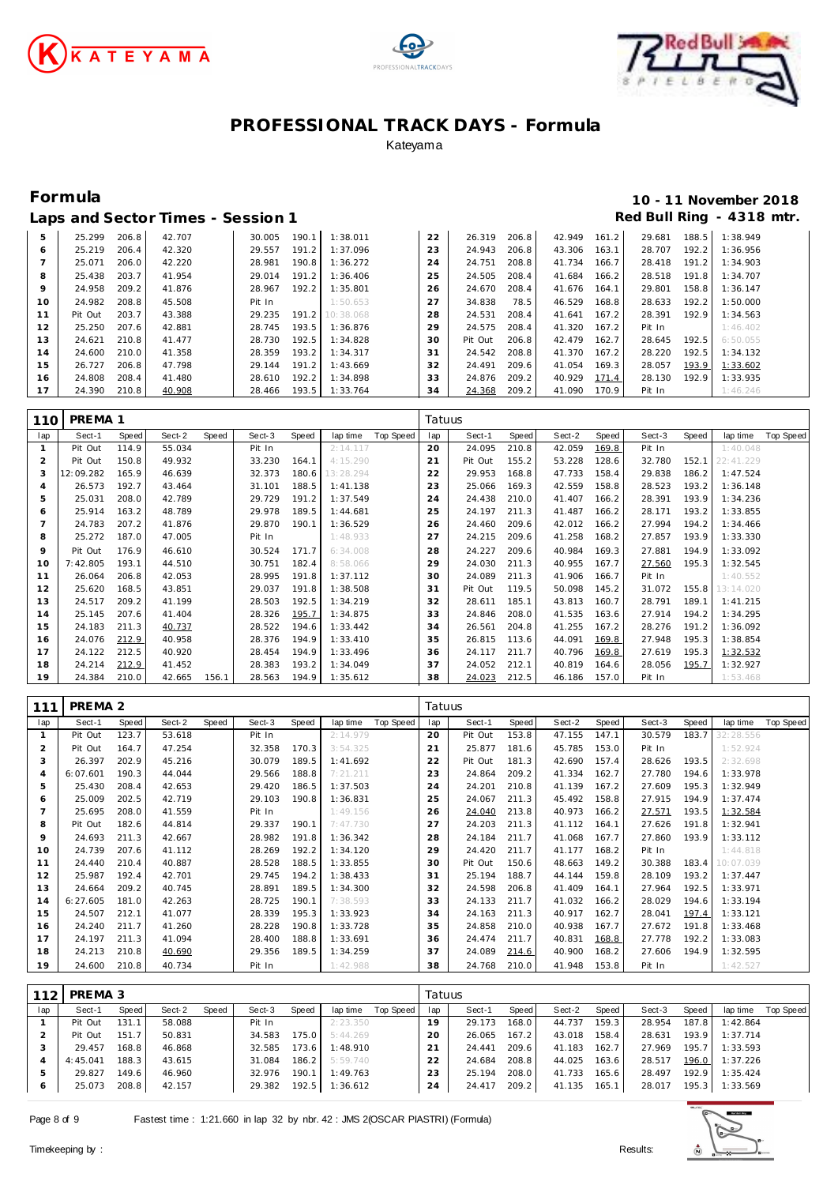# PROFESSIONAL TRACK DAYS - Formula

Kateyama

## Formula

**10 - 11 November 2018**

### Laps and Sector Times - Session 1

**Red Bull Ring - 4318 mtr.**

| lap | Sect-1 | Speed | Sect-2 | Speed | Sect-3 | Speed | lap time | Top Speed | lap | Sect-1 | Speed | Sect-2 | Speed | Sect-3 | Speed | lap time | Top Speed |
|---|---|---|---|---|---|---|---|---|---|---|---|---|---|---|---|---|---|
| 5 | 25.299 | 206.8 | 42.707 | | 30.005 | 190.1 | 1:38.011 | | 22 | 26.319 | 206.8 | 42.949 | 161.2 | 29.681 | 188.5 | 1:38.949 | |
| 6 | 25.219 | 206.4 | 42.320 | | 29.557 | 191.2 | 1:37.096 | | 23 | 24.943 | 206.8 | 43.306 | 163.1 | 28.707 | 192.2 | 1:36.956 | |
| 7 | 25.071 | 206.0 | 42.220 | | 28.981 | 190.8 | 1:36.272 | | 24 | 24.751 | 208.8 | 41.734 | 166.7 | 28.418 | 191.2 | 1:34.903 | |
| 8 | 25.438 | 203.7 | 41.954 | | 29.014 | 191.2 | 1:36.406 | | 25 | 24.505 | 208.4 | 41.684 | 166.2 | 28.518 | 191.8 | 1:34.707 | |
| 9 | 24.958 | 209.2 | 41.876 | | 28.967 | 192.2 | 1:35.801 | | 26 | 24.670 | 208.4 | 41.676 | 164.1 | 29.801 | 158.8 | 1:36.147 | |
| 10 | 24.982 | 208.8 | 45.508 | | Pit In | | 1:50.653 | | 27 | 34.838 | 78.5 | 46.529 | 168.8 | 28.633 | 192.2 | 1:50.000 | |
| 11 | Pit Out | 203.7 | 43.388 | | 29.235 | 191.2 | 10:38.068 | | 28 | 24.531 | 208.4 | 41.641 | 167.2 | 28.391 | 192.9 | 1:34.563 | |
| 12 | 25.250 | 207.6 | 42.881 | | 28.745 | 193.5 | 1:36.876 | | 29 | 24.575 | 208.4 | 41.320 | 167.2 | Pit In | | 1:46.402 | |
| 13 | 24.621 | 210.8 | 41.477 | | 28.730 | 192.5 | 1:34.828 | | 30 | Pit Out | 206.8 | 42.479 | 162.7 | 28.645 | 192.5 | 6:50.055 | |
| 14 | 24.600 | 210.0 | 41.358 | | 28.359 | 193.2 | 1:34.317 | | 31 | 24.542 | 208.8 | 41.370 | 167.2 | 28.220 | 192.5 | 1:34.132 | |
| 15 | 26.727 | 206.8 | 47.798 | | 29.144 | 191.2 | 1:43.669 | | 32 | 24.491 | 209.6 | 41.054 | 169.3 | 28.057 | 193.9 | 1:33.602 | |
| 16 | 24.808 | 208.4 | 41.480 | | 28.610 | 192.2 | 1:34.898 | | 33 | 24.876 | 209.2 | 40.929 | 171.4 | 28.130 | 192.9 | 1:33.935 | |
| 17 | 24.390 | 210.8 | 40.908 | | 28.466 | 193.5 | 1:33.764 | | 34 | 24.368 | 209.2 | 41.090 | 170.9 | Pit In | | 1:46.246 | |

**110 PREMA 1** — Tatuus

| lap | Sect-1 | Speed | Sect-2 | Speed | Sect-3 | Speed | lap time | Top Speed | lap | Sect-1 | Speed | Sect-2 | Speed | Sect-3 | Speed | lap time | Top Speed |
|---|---|---|---|---|---|---|---|---|---|---|---|---|---|---|---|---|---|
| 1 | Pit Out | 114.9 | 55.034 | | Pit In | | 2:14.117 | | 20 | 24.095 | 210.8 | 42.059 | 169.8 | Pit In | | 1:40.048 | |
| 2 | Pit Out | 150.8 | 49.932 | | 33.230 | 164.1 | 4:15.290 | | 21 | Pit Out | 155.2 | 53.228 | 128.6 | 32.780 | 152.1 | 22:41.229 | |
| 3 | 12:09.282 | 165.9 | 46.639 | | 32.373 | 180.6 | 13:28.294 | | 22 | 29.953 | 168.8 | 47.733 | 158.4 | 29.838 | 186.2 | 1:47.524 | |
| 4 | 26.573 | 192.7 | 43.464 | | 31.101 | 188.5 | 1:41.138 | | 23 | 25.066 | 169.3 | 42.559 | 158.8 | 28.523 | 193.2 | 1:36.148 | |
| 5 | 25.031 | 208.0 | 42.789 | | 29.729 | 191.2 | 1:37.549 | | 24 | 24.438 | 210.0 | 41.407 | 166.2 | 28.391 | 193.9 | 1:34.236 | |
| 6 | 25.914 | 163.2 | 48.789 | | 29.978 | 189.5 | 1:44.681 | | 25 | 24.197 | 211.3 | 41.487 | 166.2 | 28.171 | 193.2 | 1:33.855 | |
| 7 | 24.783 | 207.2 | 41.876 | | 29.870 | 190.1 | 1:36.529 | | 26 | 24.460 | 209.6 | 42.012 | 166.2 | 27.994 | 194.2 | 1:34.466 | |
| 8 | 25.272 | 187.0 | 47.005 | | Pit In | | 1:48.933 | | 27 | 24.215 | 209.6 | 41.258 | 168.2 | 27.857 | 193.9 | 1:33.330 | |
| 9 | Pit Out | 176.9 | 46.610 | | 30.524 | 171.7 | 6:34.008 | | 28 | 24.227 | 209.6 | 40.984 | 169.3 | 27.881 | 194.9 | 1:33.092 | |
| 10 | 7:42.805 | 193.1 | 44.510 | | 30.751 | 182.4 | 8:58.066 | | 29 | 24.030 | 211.3 | 40.955 | 167.7 | 27.560 | 195.3 | 1:32.545 | |
| 11 | 26.064 | 206.8 | 42.053 | | 28.995 | 191.8 | 1:37.112 | | 30 | 24.089 | 211.3 | 41.906 | 166.7 | Pit In | | 1:40.552 | |
| 12 | 25.620 | 168.5 | 43.851 | | 29.037 | 191.8 | 1:38.508 | | 31 | Pit Out | 119.5 | 50.098 | 145.2 | 31.072 | 155.8 | 13:14.020 | |
| 13 | 24.517 | 209.2 | 41.199 | | 28.503 | 192.5 | 1:34.219 | | 32 | 28.611 | 185.1 | 43.813 | 160.7 | 28.791 | 189.1 | 1:41.215 | |
| 14 | 25.145 | 207.6 | 41.404 | | 28.326 | 195.7 | 1:34.875 | | 33 | 24.846 | 208.0 | 41.535 | 163.6 | 27.914 | 194.2 | 1:34.295 | |
| 15 | 24.183 | 211.3 | 40.737 | | 28.522 | 194.6 | 1:33.442 | | 34 | 26.561 | 204.8 | 41.255 | 167.2 | 28.276 | 191.2 | 1:36.092 | |
| 16 | 24.076 | 212.9 | 40.958 | | 28.376 | 194.9 | 1:33.410 | | 35 | 26.815 | 113.6 | 44.091 | 169.8 | 27.948 | 195.3 | 1:38.854 | |
| 17 | 24.122 | 212.5 | 40.920 | | 28.454 | 194.9 | 1:33.496 | | 36 | 24.117 | 211.7 | 40.796 | 169.8 | 27.619 | 195.3 | 1:32.532 | |
| 18 | 24.214 | 212.9 | 41.452 | | 28.383 | 193.2 | 1:34.049 | | 37 | 24.052 | 212.1 | 40.819 | 164.6 | 28.056 | 195.7 | 1:32.927 | |
| 19 | 24.384 | 210.0 | 42.665 | 156.1 | 28.563 | 194.9 | 1:35.612 | | 38 | 24.023 | 212.5 | 46.186 | 157.0 | Pit In | | 1:53.468 | |

**111 PREMA 2** — Tatuus

| lap | Sect-1 | Speed | Sect-2 | Speed | Sect-3 | Speed | lap time | Top Speed | lap | Sect-1 | Speed | Sect-2 | Speed | Sect-3 | Speed | lap time | Top Speed |
|---|---|---|---|---|---|---|---|---|---|---|---|---|---|---|---|---|---|
| 1 | Pit Out | 123.7 | 53.618 | | Pit In | | 2:14.979 | | 20 | Pit Out | 153.8 | 47.155 | 147.1 | 30.579 | 183.7 | 32:28.556 | |
| 2 | Pit Out | 164.7 | 47.254 | | 32.358 | 170.3 | 3:54.325 | | 21 | 25.877 | 181.6 | 45.785 | 153.0 | Pit In | | 1:52.924 | |
| 3 | 26.397 | 202.9 | 45.216 | | 30.079 | 189.5 | 1:41.692 | | 22 | Pit Out | 181.3 | 42.690 | 157.4 | 28.626 | 193.5 | 2:32.698 | |
| 4 | 6:07.601 | 190.3 | 44.044 | | 29.566 | 188.8 | 7:21.211 | | 23 | 24.864 | 209.2 | 41.334 | 162.7 | 27.780 | 194.6 | 1:33.978 | |
| 5 | 25.430 | 208.4 | 42.653 | | 29.420 | 186.5 | 1:37.503 | | 24 | 24.201 | 210.8 | 41.139 | 167.2 | 27.609 | 195.3 | 1:32.949 | |
| 6 | 25.009 | 202.5 | 42.719 | | 29.103 | 190.8 | 1:36.831 | | 25 | 24.067 | 211.3 | 45.492 | 158.8 | 27.915 | 194.9 | 1:37.474 | |
| 7 | 25.695 | 208.0 | 41.559 | | Pit In | | 1:49.156 | | 26 | 24.040 | 213.8 | 40.973 | 166.2 | 27.571 | 193.5 | 1:32.584 | |
| 8 | Pit Out | 182.6 | 44.814 | | 29.337 | 190.1 | 7:47.730 | | 27 | 24.203 | 211.3 | 41.112 | 164.1 | 27.626 | 191.8 | 1:32.941 | |
| 9 | 24.693 | 211.3 | 42.667 | | 28.982 | 191.8 | 1:36.342 | | 28 | 24.184 | 211.7 | 41.068 | 167.7 | 27.860 | 193.9 | 1:33.112 | |
| 10 | 24.739 | 207.6 | 41.112 | | 28.269 | 192.2 | 1:34.120 | | 29 | 24.420 | 211.7 | 41.177 | 168.2 | Pit In | | 1:44.818 | |
| 11 | 24.440 | 210.4 | 40.887 | | 28.528 | 188.5 | 1:33.855 | | 30 | Pit Out | 150.6 | 48.663 | 149.2 | 30.388 | 183.4 | 10:07.039 | |
| 12 | 25.987 | 192.4 | 42.701 | | 29.745 | 194.2 | 1:38.433 | | 31 | 25.194 | 188.7 | 44.144 | 159.8 | 28.109 | 193.2 | 1:37.447 | |
| 13 | 24.664 | 209.2 | 40.745 | | 28.891 | 189.5 | 1:34.300 | | 32 | 24.598 | 206.8 | 41.409 | 164.1 | 27.964 | 192.5 | 1:33.971 | |
| 14 | 6:27.605 | 181.0 | 42.263 | | 28.725 | 190.1 | 7:38.593 | | 33 | 24.133 | 211.7 | 41.032 | 166.2 | 28.029 | 194.6 | 1:33.194 | |
| 15 | 24.507 | 212.1 | 41.077 | | 28.339 | 195.3 | 1:33.923 | | 34 | 24.163 | 211.3 | 40.917 | 162.7 | 28.041 | 197.4 | 1:33.121 | |
| 16 | 24.240 | 211.7 | 41.260 | | 28.228 | 190.8 | 1:33.728 | | 35 | 24.858 | 210.0 | 40.938 | 167.7 | 27.672 | 191.8 | 1:33.468 | |
| 17 | 24.197 | 211.3 | 41.094 | | 28.400 | 188.8 | 1:33.691 | | 36 | 24.474 | 211.7 | 40.831 | 168.8 | 27.778 | 192.2 | 1:33.083 | |
| 18 | 24.213 | 210.8 | 40.690 | | 29.356 | 189.5 | 1:34.259 | | 37 | 24.089 | 214.6 | 40.900 | 168.2 | 27.606 | 194.9 | 1:32.595 | |
| 19 | 24.600 | 210.8 | 40.734 | | Pit In | | 1:42.988 | | 38 | 24.768 | 210.0 | 41.948 | 153.8 | Pit In | | 1:42.527 | |

**112 PREMA 3** — Tatuus

| lap | Sect-1 | Speed | Sect-2 | Speed | Sect-3 | Speed | lap time | Top Speed | lap | Sect-1 | Speed | Sect-2 | Speed | Sect-3 | Speed | lap time | Top Speed |
|---|---|---|---|---|---|---|---|---|---|---|---|---|---|---|---|---|---|
| 1 | Pit Out | 131.1 | 58.088 | | Pit In | | 2:23.350 | | 19 | 29.173 | 168.0 | 44.737 | 159.3 | 28.954 | 187.8 | 1:42.864 | |
| 2 | Pit Out | 151.7 | 50.831 | | 34.583 | 175.0 | 5:44.269 | | 20 | 26.065 | 167.2 | 43.018 | 158.4 | 28.631 | 193.9 | 1:37.714 | |
| 3 | 29.457 | 168.8 | 46.868 | | 32.585 | 173.6 | 1:48.910 | | 21 | 24.441 | 209.6 | 41.183 | 162.7 | 27.969 | 195.7 | 1:33.593 | |
| 4 | 4:45.041 | 188.3 | 43.615 | | 31.084 | 186.2 | 5:59.740 | | 22 | 24.684 | 208.8 | 44.025 | 163.6 | 28.517 | 196.0 | 1:37.226 | |
| 5 | 29.827 | 149.6 | 46.960 | | 32.976 | 190.1 | 1:49.763 | | 23 | 25.194 | 208.0 | 41.733 | 165.6 | 28.497 | 192.9 | 1:35.424 | |
| 6 | 25.073 | 208.8 | 42.157 | | 29.382 | 192.5 | 1:36.612 | | 24 | 24.417 | 209.2 | 41.135 | 165.1 | 28.017 | 195.3 | 1:33.569 | |

Fastest time : 1:21.660 in lap 32 by nbr. 42 : JMS 2(OSCAR PIASTRI) (Formula)

Timekeeping by : Results: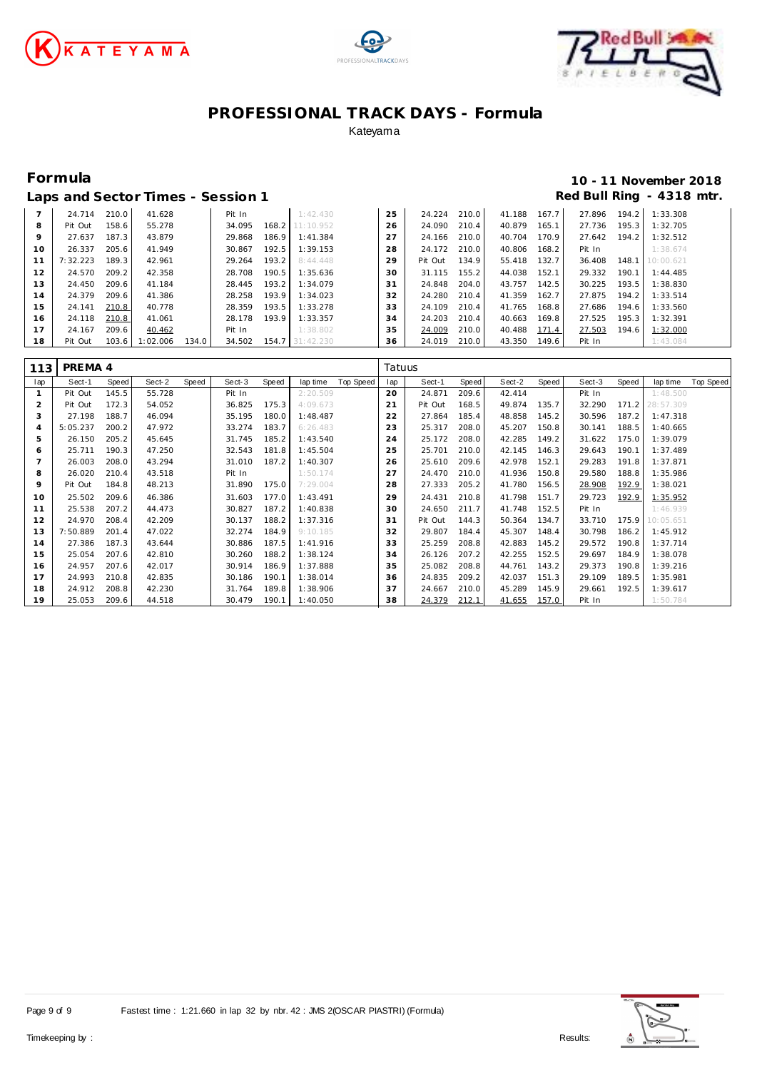# PROFESSIONAL TRACK DAYS - Formula

Kateyama

## Formula

**10 - 11 November 2018**

### Laps and Sector Times - Session 1

**Red Bull Ring - 4318 mtr.**

| lap | Sect-1 | Speed | Sect-2 | Speed | Sect-3 | Speed | lap time | Top Speed | lap | Sect-1 | Speed | Sect-2 | Speed | Sect-3 | Speed | lap time | Top Speed |
|---|---|---|---|---|---|---|---|---|---|---|---|---|---|---|---|---|---|
| 7 | 24.714 | 210.0 | 41.628 | | Pit In | | 1:42.430 | | 25 | 24.224 | 210.0 | 41.188 | 167.7 | 27.896 | 194.2 | 1:33.308 | |
| 8 | Pit Out | 158.6 | 55.278 | | 34.095 | 168.2 | 11:10.952 | | 26 | 24.090 | 210.4 | 40.879 | 165.1 | 27.736 | 195.3 | 1:32.705 | |
| 9 | 27.637 | 187.3 | 43.879 | | 29.868 | 186.9 | 1:41.384 | | 27 | 24.166 | 210.0 | 40.704 | 170.9 | 27.642 | 194.2 | 1:32.512 | |
| 10 | 26.337 | 205.6 | 41.949 | | 30.867 | 192.5 | 1:39.153 | | 28 | 24.172 | 210.0 | 40.806 | 168.2 | Pit In | | 1:38.674 | |
| 11 | 7:32.223 | 189.3 | 42.961 | | 29.264 | 193.2 | 8:44.448 | | 29 | Pit Out | 134.9 | 55.418 | 132.7 | 36.408 | 148.1 | 10:00.621 | |
| 12 | 24.570 | 209.2 | 42.358 | | 28.708 | 190.5 | 1:35.636 | | 30 | 31.115 | 155.2 | 44.038 | 152.1 | 29.332 | 190.1 | 1:44.485 | |
| 13 | 24.450 | 209.6 | 41.184 | | 28.445 | 193.2 | 1:34.079 | | 31 | 24.848 | 204.0 | 43.757 | 142.5 | 30.225 | 193.5 | 1:38.830 | |
| 14 | 24.379 | 209.6 | 41.386 | | 28.258 | 193.9 | 1:34.023 | | 32 | 24.280 | 210.4 | 41.359 | 162.7 | 27.875 | 194.2 | 1:33.514 | |
| 15 | 24.141 | 210.8 | 40.778 | | 28.359 | 193.5 | 1:33.278 | | 33 | 24.109 | 210.4 | 41.765 | 168.8 | 27.686 | 194.6 | 1:33.560 | |
| 16 | 24.118 | 210.8 | 41.061 | | 28.178 | 193.9 | 1:33.357 | | 34 | 24.203 | 210.4 | 40.663 | 169.8 | 27.525 | 195.3 | 1:32.391 | |
| 17 | 24.167 | 209.6 | 40.462 | | Pit In | | 1:38.802 | | 35 | 24.009 | 210.0 | 40.488 | 171.4 | 27.503 | 194.6 | 1:32.000 | |
| 18 | Pit Out | 103.6 | 1:02.006 | 134.0 | 34.502 | 154.7 | 31:42.230 | | 36 | 24.019 | 210.0 | 43.350 | 149.6 | Pit In | | 1:43.084 | |

**113 PREMA 4** — Tatuus

| lap | Sect-1 | Speed | Sect-2 | Speed | Sect-3 | Speed | lap time | Top Speed | lap | Sect-1 | Speed | Sect-2 | Speed | Sect-3 | Speed | lap time | Top Speed |
|---|---|---|---|---|---|---|---|---|---|---|---|---|---|---|---|---|---|
| 1 | Pit Out | 145.5 | 55.728 | | Pit In | | 2:20.509 | | 20 | 24.871 | 209.6 | 42.414 | | Pit In | | 1:48.500 | |
| 2 | Pit Out | 172.3 | 54.052 | | 36.825 | 175.3 | 4:09.673 | | 21 | Pit Out | 168.5 | 49.874 | 135.7 | 32.290 | 171.2 | 28:57.309 | |
| 3 | 27.198 | 188.7 | 46.094 | | 35.195 | 180.0 | 1:48.487 | | 22 | 27.864 | 185.4 | 48.858 | 145.2 | 30.596 | 187.2 | 1:47.318 | |
| 4 | 5:05.237 | 200.2 | 47.972 | | 33.274 | 183.7 | 6:26.483 | | 23 | 25.317 | 208.0 | 45.207 | 150.8 | 30.141 | 188.5 | 1:40.665 | |
| 5 | 26.150 | 205.2 | 45.645 | | 31.745 | 185.2 | 1:43.540 | | 24 | 25.172 | 208.0 | 42.285 | 149.2 | 31.622 | 175.0 | 1:39.079 | |
| 6 | 25.711 | 190.3 | 47.250 | | 32.543 | 181.8 | 1:45.504 | | 25 | 25.701 | 210.0 | 42.145 | 146.3 | 29.643 | 190.1 | 1:37.489 | |
| 7 | 26.003 | 208.0 | 43.294 | | 31.010 | 187.2 | 1:40.307 | | 26 | 25.610 | 209.6 | 42.978 | 152.1 | 29.283 | 191.8 | 1:37.871 | |
| 8 | 26.020 | 210.4 | 43.518 | | Pit In | | 1:50.174 | | 27 | 24.470 | 210.0 | 41.936 | 150.8 | 29.580 | 188.8 | 1:35.986 | |
| 9 | Pit Out | 184.8 | 48.213 | | 31.890 | 175.0 | 7:29.004 | | 28 | 27.333 | 205.2 | 41.780 | 156.5 | 28.908 | 192.9 | 1:38.021 | |
| 10 | 25.502 | 209.6 | 46.386 | | 31.603 | 177.0 | 1:43.491 | | 29 | 24.431 | 210.8 | 41.798 | 151.7 | 29.723 | 192.9 | 1:35.952 | |
| 11 | 25.538 | 207.2 | 44.473 | | 30.827 | 187.2 | 1:40.838 | | 30 | 24.650 | 211.7 | 41.748 | 152.5 | Pit In | | 1:46.939 | |
| 12 | 24.970 | 208.4 | 42.209 | | 30.137 | 188.2 | 1:37.316 | | 31 | Pit Out | 144.3 | 50.364 | 134.7 | 33.710 | 175.9 | 10:05.651 | |
| 13 | 7:50.889 | 201.4 | 47.022 | | 32.274 | 184.9 | 9:10.185 | | 32 | 29.807 | 184.4 | 45.307 | 148.4 | 30.798 | 186.2 | 1:45.912 | |
| 14 | 27.386 | 187.3 | 43.644 | | 30.886 | 187.5 | 1:41.916 | | 33 | 25.259 | 208.8 | 42.883 | 145.2 | 29.572 | 190.8 | 1:37.714 | |
| 15 | 25.054 | 207.6 | 42.810 | | 30.260 | 188.2 | 1:38.124 | | 34 | 26.126 | 207.2 | 42.255 | 152.5 | 29.697 | 184.9 | 1:38.078 | |
| 16 | 24.957 | 207.6 | 42.017 | | 30.914 | 186.9 | 1:37.888 | | 35 | 25.082 | 208.8 | 44.761 | 143.2 | 29.373 | 190.8 | 1:39.216 | |
| 17 | 24.993 | 210.8 | 42.835 | | 30.186 | 190.1 | 1:38.014 | | 36 | 24.835 | 209.2 | 42.037 | 151.3 | 29.109 | 189.5 | 1:35.981 | |
| 18 | 24.912 | 208.8 | 42.230 | | 31.764 | 189.8 | 1:38.906 | | 37 | 24.667 | 210.0 | 45.289 | 145.9 | 29.661 | 192.5 | 1:39.617 | |
| 19 | 25.053 | 209.6 | 44.518 | | 30.479 | 190.1 | 1:40.050 | | 38 | 24.379 | 212.1 | 41.655 | 157.0 | Pit In | | 1:50.784 | |

Fastest time : 1:21.660 in lap 32 by nbr. 42 : JMS 2(OSCAR PIASTRI) (Formula)

Timekeeping by : Results: